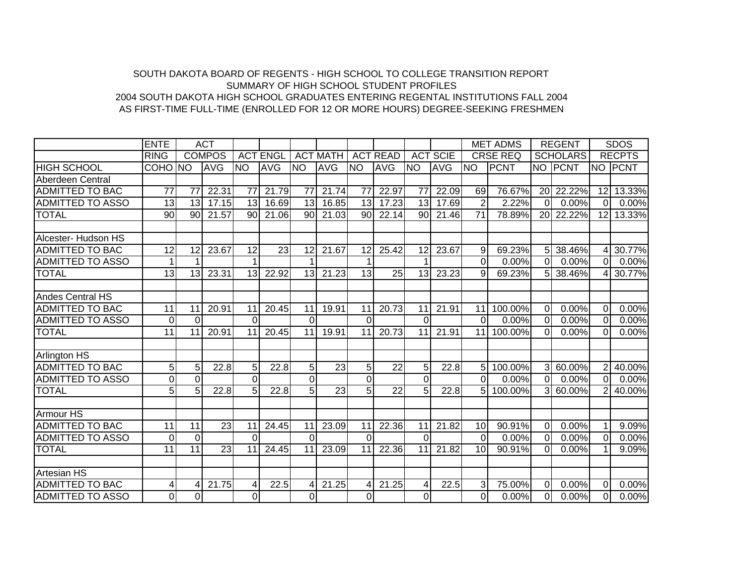SOUTH DAKOTA BOARD OF REGENTS - HIGH SCHOOL TO COLLEGE TRANSITION REPORT
SUMMARY OF HIGH SCHOOL STUDENT PROFILES
2004 SOUTH DAKOTA HIGH SCHOOL GRADUATES ENTERING REGENTAL INSTITUTIONS FALL 2004
AS FIRST-TIME FULL-TIME (ENROLLED FOR 12 OR MORE HOURS) DEGREE-SEEKING FRESHMEN

| | ENTE | ACT | | | | | | | | | | MET ADMS | | REGENT | | SDOS | |
|---|---|---|---|---|---|---|---|---|---|---|---|---|---|---|---|---|---|
| | RING | COMPOS | | ACT ENGL | | ACT MATH | | ACT READ | | ACT SCIE | | CRSE REQ | | SCHOLARS | | RECPTS | |
| HIGH SCHOOL | COHO | NO | AVG | NO | AVG | NO | AVG | NO | AVG | NO | AVG | NO | PCNT | NO | PCNT | NO | PCNT |
| Aberdeen Central | | | | | | | | | | | | | | | | | |
| ADMITTED TO BAC | 77 | 77 | 22.31 | 77 | 21.79 | 77 | 21.74 | 77 | 22.97 | 77 | 22.09 | 69 | 76.67% | 20 | 22.22% | 12 | 13.33% |
| ADMITTED TO ASSO | 13 | 13 | 17.15 | 13 | 16.69 | 13 | 16.85 | 13 | 17.23 | 13 | 17.69 | 2 | 2.22% | 0 | 0.00% | 0 | 0.00% |
| TOTAL | 90 | 90 | 21.57 | 90 | 21.06 | 90 | 21.03 | 90 | 22.14 | 90 | 21.46 | 71 | 78.89% | 20 | 22.22% | 12 | 13.33% |
| | | | | | | | | | | | | | | | | | |
| Alcester- Hudson HS | | | | | | | | | | | | | | | | | |
| ADMITTED TO BAC | 12 | 12 | 23.67 | 12 | 23 | 12 | 21.67 | 12 | 25.42 | 12 | 23.67 | 9 | 69.23% | 5 | 38.46% | 4 | 30.77% |
| ADMITTED TO ASSO | 1 | 1 | | 1 | | 1 | | 1 | | 1 | | 0 | 0.00% | 0 | 0.00% | 0 | 0.00% |
| TOTAL | 13 | 13 | 23.31 | 13 | 22.92 | 13 | 21.23 | 13 | 25 | 13 | 23.23 | 9 | 69.23% | 5 | 38.46% | 4 | 30.77% |
| | | | | | | | | | | | | | | | | | |
| Andes Central HS | | | | | | | | | | | | | | | | | |
| ADMITTED TO BAC | 11 | 11 | 20.91 | 11 | 20.45 | 11 | 19.91 | 11 | 20.73 | 11 | 21.91 | 11 | 100.00% | 0 | 0.00% | 0 | 0.00% |
| ADMITTED TO ASSO | 0 | 0 | | 0 | | 0 | | 0 | | 0 | | 0 | 0.00% | 0 | 0.00% | 0 | 0.00% |
| TOTAL | 11 | 11 | 20.91 | 11 | 20.45 | 11 | 19.91 | 11 | 20.73 | 11 | 21.91 | 11 | 100.00% | 0 | 0.00% | 0 | 0.00% |
| | | | | | | | | | | | | | | | | | |
| Arlington HS | | | | | | | | | | | | | | | | | |
| ADMITTED TO BAC | 5 | 5 | 22.8 | 5 | 22.8 | 5 | 23 | 5 | 22 | 5 | 22.8 | 5 | 100.00% | 3 | 60.00% | 2 | 40.00% |
| ADMITTED TO ASSO | 0 | 0 | | 0 | | 0 | | 0 | | 0 | | 0 | 0.00% | 0 | 0.00% | 0 | 0.00% |
| TOTAL | 5 | 5 | 22.8 | 5 | 22.8 | 5 | 23 | 5 | 22 | 5 | 22.8 | 5 | 100.00% | 3 | 60.00% | 2 | 40.00% |
| | | | | | | | | | | | | | | | | | |
| Armour HS | | | | | | | | | | | | | | | | | |
| ADMITTED TO BAC | 11 | 11 | 23 | 11 | 24.45 | 11 | 23.09 | 11 | 22.36 | 11 | 21.82 | 10 | 90.91% | 0 | 0.00% | 1 | 9.09% |
| ADMITTED TO ASSO | 0 | 0 | | 0 | | 0 | | 0 | | 0 | | 0 | 0.00% | 0 | 0.00% | 0 | 0.00% |
| TOTAL | 11 | 11 | 23 | 11 | 24.45 | 11 | 23.09 | 11 | 22.36 | 11 | 21.82 | 10 | 90.91% | 0 | 0.00% | 1 | 9.09% |
| | | | | | | | | | | | | | | | | | |
| Artesian HS | | | | | | | | | | | | | | | | | |
| ADMITTED TO BAC | 4 | 4 | 21.75 | 4 | 22.5 | 4 | 21.25 | 4 | 21.25 | 4 | 22.5 | 3 | 75.00% | 0 | 0.00% | 0 | 0.00% |
| ADMITTED TO ASSO | 0 | 0 | | 0 | | 0 | | 0 | | 0 | | 0 | 0.00% | 0 | 0.00% | 0 | 0.00% |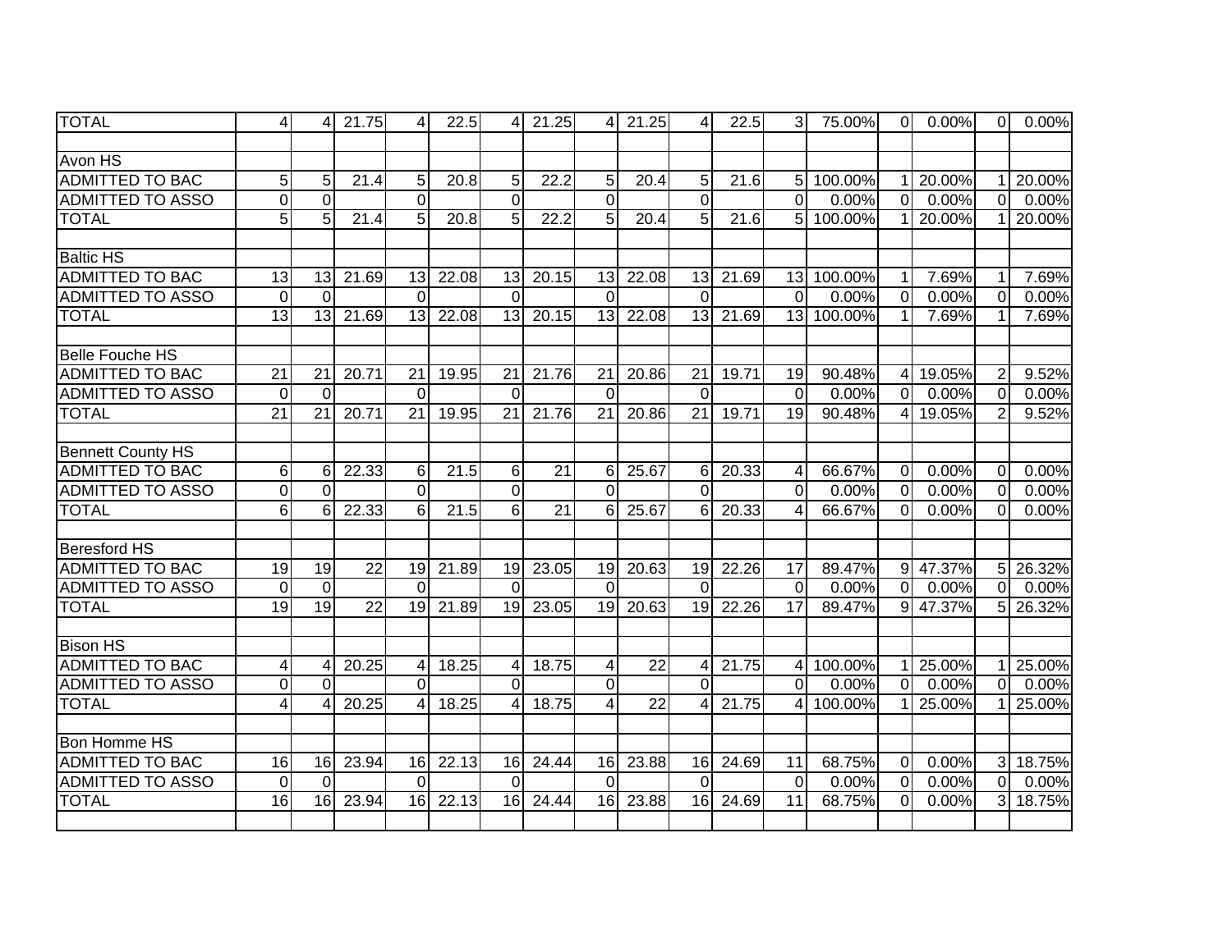| | | | | | | | | | | | | | | | | | | |
|---|---|---|---|---|---|---|---|---|---|---|---|---|---|---|---|---|---|---|
| TOTAL | 4 | 4 | 21.75 | 4 | 22.5 | 4 | 21.25 | 4 | 21.25 | 4 | 22.5 | 3 | 75.00% | 0 | 0.00% | 0 | 0.00% |
| | | | | | | | | | | | | | | | | | |
| Avon HS | | | | | | | | | | | | | | | | | |
| ADMITTED TO BAC | 5 | 5 | 21.4 | 5 | 20.8 | 5 | 22.2 | 5 | 20.4 | 5 | 21.6 | 5 | 100.00% | 1 | 20.00% | 1 | 20.00% |
| ADMITTED TO ASSO | 0 | 0 | | 0 | | 0 | | 0 | | 0 | | 0 | 0.00% | 0 | 0.00% | 0 | 0.00% |
| TOTAL | 5 | 5 | 21.4 | 5 | 20.8 | 5 | 22.2 | 5 | 20.4 | 5 | 21.6 | 5 | 100.00% | 1 | 20.00% | 1 | 20.00% |
| | | | | | | | | | | | | | | | | | |
| Baltic HS | | | | | | | | | | | | | | | | | |
| ADMITTED TO BAC | 13 | 13 | 21.69 | 13 | 22.08 | 13 | 20.15 | 13 | 22.08 | 13 | 21.69 | 13 | 100.00% | 1 | 7.69% | 1 | 7.69% |
| ADMITTED TO ASSO | 0 | 0 | | 0 | | 0 | | 0 | | 0 | | 0 | 0.00% | 0 | 0.00% | 0 | 0.00% |
| TOTAL | 13 | 13 | 21.69 | 13 | 22.08 | 13 | 20.15 | 13 | 22.08 | 13 | 21.69 | 13 | 100.00% | 1 | 7.69% | 1 | 7.69% |
| | | | | | | | | | | | | | | | | | |
| Belle Fouche HS | | | | | | | | | | | | | | | | | |
| ADMITTED TO BAC | 21 | 21 | 20.71 | 21 | 19.95 | 21 | 21.76 | 21 | 20.86 | 21 | 19.71 | 19 | 90.48% | 4 | 19.05% | 2 | 9.52% |
| ADMITTED TO ASSO | 0 | 0 | | 0 | | 0 | | 0 | | 0 | | 0 | 0.00% | 0 | 0.00% | 0 | 0.00% |
| TOTAL | 21 | 21 | 20.71 | 21 | 19.95 | 21 | 21.76 | 21 | 20.86 | 21 | 19.71 | 19 | 90.48% | 4 | 19.05% | 2 | 9.52% |
| | | | | | | | | | | | | | | | | | |
| Bennett County HS | | | | | | | | | | | | | | | | | |
| ADMITTED TO BAC | 6 | 6 | 22.33 | 6 | 21.5 | 6 | 21 | 6 | 25.67 | 6 | 20.33 | 4 | 66.67% | 0 | 0.00% | 0 | 0.00% |
| ADMITTED TO ASSO | 0 | 0 | | 0 | | 0 | | 0 | | 0 | | 0 | 0.00% | 0 | 0.00% | 0 | 0.00% |
| TOTAL | 6 | 6 | 22.33 | 6 | 21.5 | 6 | 21 | 6 | 25.67 | 6 | 20.33 | 4 | 66.67% | 0 | 0.00% | 0 | 0.00% |
| | | | | | | | | | | | | | | | | | |
| Beresford HS | | | | | | | | | | | | | | | | | |
| ADMITTED TO BAC | 19 | 19 | 22 | 19 | 21.89 | 19 | 23.05 | 19 | 20.63 | 19 | 22.26 | 17 | 89.47% | 9 | 47.37% | 5 | 26.32% |
| ADMITTED TO ASSO | 0 | 0 | | 0 | | 0 | | 0 | | 0 | | 0 | 0.00% | 0 | 0.00% | 0 | 0.00% |
| TOTAL | 19 | 19 | 22 | 19 | 21.89 | 19 | 23.05 | 19 | 20.63 | 19 | 22.26 | 17 | 89.47% | 9 | 47.37% | 5 | 26.32% |
| | | | | | | | | | | | | | | | | | |
| Bison HS | | | | | | | | | | | | | | | | | |
| ADMITTED TO BAC | 4 | 4 | 20.25 | 4 | 18.25 | 4 | 18.75 | 4 | 22 | 4 | 21.75 | 4 | 100.00% | 1 | 25.00% | 1 | 25.00% |
| ADMITTED TO ASSO | 0 | 0 | | 0 | | 0 | | 0 | | 0 | | 0 | 0.00% | 0 | 0.00% | 0 | 0.00% |
| TOTAL | 4 | 4 | 20.25 | 4 | 18.25 | 4 | 18.75 | 4 | 22 | 4 | 21.75 | 4 | 100.00% | 1 | 25.00% | 1 | 25.00% |
| | | | | | | | | | | | | | | | | | |
| Bon Homme HS | | | | | | | | | | | | | | | | | |
| ADMITTED TO BAC | 16 | 16 | 23.94 | 16 | 22.13 | 16 | 24.44 | 16 | 23.88 | 16 | 24.69 | 11 | 68.75% | 0 | 0.00% | 3 | 18.75% |
| ADMITTED TO ASSO | 0 | 0 | | 0 | | 0 | | 0 | | 0 | | 0 | 0.00% | 0 | 0.00% | 0 | 0.00% |
| TOTAL | 16 | 16 | 23.94 | 16 | 22.13 | 16 | 24.44 | 16 | 23.88 | 16 | 24.69 | 11 | 68.75% | 0 | 0.00% | 3 | 18.75% |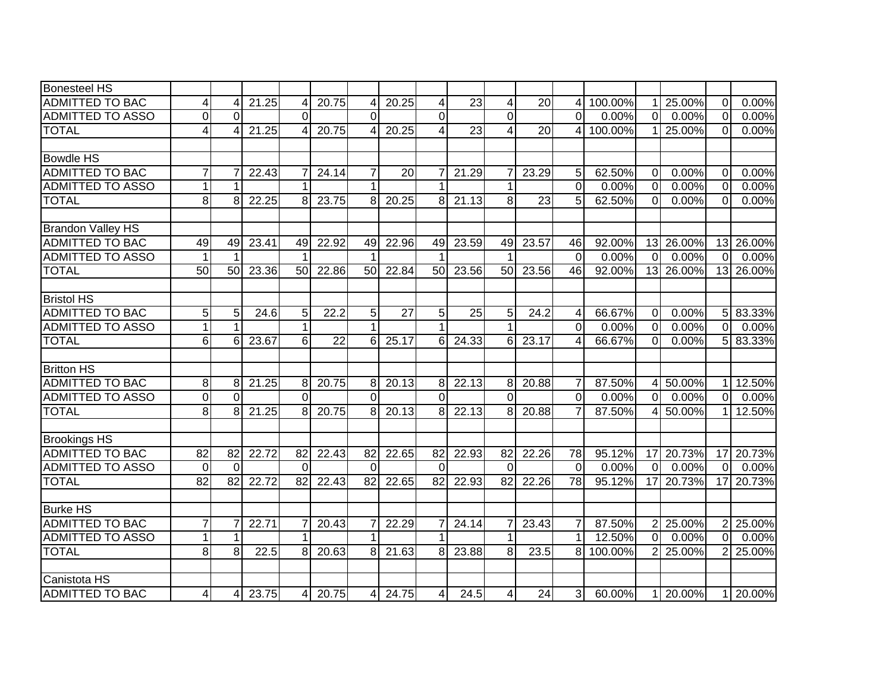| | | | | | | | | | | | | | | | | | |
|---|---|---|---|---|---|---|---|---|---|---|---|---|---|---|---|---|---|
| Bonesteel HS | | | | | | | | | | | | | | | | | |
| ADMITTED TO BAC | 4 | 4 | 21.25 | 4 | 20.75 | 4 | 20.25 | 4 | 23 | 4 | 20 | 4 | 100.00% | 1 | 25.00% | 0 | 0.00% |
| ADMITTED TO ASSO | 0 | 0 | | 0 | | 0 | | 0 | | 0 | | 0 | 0.00% | 0 | 0.00% | 0 | 0.00% |
| TOTAL | 4 | 4 | 21.25 | 4 | 20.75 | 4 | 20.25 | 4 | 23 | 4 | 20 | 4 | 100.00% | 1 | 25.00% | 0 | 0.00% |
| | | | | | | | | | | | | | | | | | |
| Bowdle HS | | | | | | | | | | | | | | | | | |
| ADMITTED TO BAC | 7 | 7 | 22.43 | 7 | 24.14 | 7 | 20 | 7 | 21.29 | 7 | 23.29 | 5 | 62.50% | 0 | 0.00% | 0 | 0.00% |
| ADMITTED TO ASSO | 1 | 1 | | 1 | | 1 | | 1 | | 1 | | 0 | 0.00% | 0 | 0.00% | 0 | 0.00% |
| TOTAL | 8 | 8 | 22.25 | 8 | 23.75 | 8 | 20.25 | 8 | 21.13 | 8 | 23 | 5 | 62.50% | 0 | 0.00% | 0 | 0.00% |
| | | | | | | | | | | | | | | | | | |
| Brandon Valley HS | | | | | | | | | | | | | | | | | |
| ADMITTED TO BAC | 49 | 49 | 23.41 | 49 | 22.92 | 49 | 22.96 | 49 | 23.59 | 49 | 23.57 | 46 | 92.00% | 13 | 26.00% | 13 | 26.00% |
| ADMITTED TO ASSO | 1 | 1 | | 1 | | 1 | | 1 | | 1 | | 0 | 0.00% | 0 | 0.00% | 0 | 0.00% |
| TOTAL | 50 | 50 | 23.36 | 50 | 22.86 | 50 | 22.84 | 50 | 23.56 | 50 | 23.56 | 46 | 92.00% | 13 | 26.00% | 13 | 26.00% |
| | | | | | | | | | | | | | | | | | |
| Bristol HS | | | | | | | | | | | | | | | | | |
| ADMITTED TO BAC | 5 | 5 | 24.6 | 5 | 22.2 | 5 | 27 | 5 | 25 | 5 | 24.2 | 4 | 66.67% | 0 | 0.00% | 5 | 83.33% |
| ADMITTED TO ASSO | 1 | 1 | | 1 | | 1 | | 1 | | 1 | | 0 | 0.00% | 0 | 0.00% | 0 | 0.00% |
| TOTAL | 6 | 6 | 23.67 | 6 | 22 | 6 | 25.17 | 6 | 24.33 | 6 | 23.17 | 4 | 66.67% | 0 | 0.00% | 5 | 83.33% |
| | | | | | | | | | | | | | | | | | |
| Britton HS | | | | | | | | | | | | | | | | | |
| ADMITTED TO BAC | 8 | 8 | 21.25 | 8 | 20.75 | 8 | 20.13 | 8 | 22.13 | 8 | 20.88 | 7 | 87.50% | 4 | 50.00% | 1 | 12.50% |
| ADMITTED TO ASSO | 0 | 0 | | 0 | | 0 | | 0 | | 0 | | 0 | 0.00% | 0 | 0.00% | 0 | 0.00% |
| TOTAL | 8 | 8 | 21.25 | 8 | 20.75 | 8 | 20.13 | 8 | 22.13 | 8 | 20.88 | 7 | 87.50% | 4 | 50.00% | 1 | 12.50% |
| | | | | | | | | | | | | | | | | | |
| Brookings HS | | | | | | | | | | | | | | | | | |
| ADMITTED TO BAC | 82 | 82 | 22.72 | 82 | 22.43 | 82 | 22.65 | 82 | 22.93 | 82 | 22.26 | 78 | 95.12% | 17 | 20.73% | 17 | 20.73% |
| ADMITTED TO ASSO | 0 | 0 | | 0 | | 0 | | 0 | | 0 | | 0 | 0.00% | 0 | 0.00% | 0 | 0.00% |
| TOTAL | 82 | 82 | 22.72 | 82 | 22.43 | 82 | 22.65 | 82 | 22.93 | 82 | 22.26 | 78 | 95.12% | 17 | 20.73% | 17 | 20.73% |
| | | | | | | | | | | | | | | | | | |
| Burke HS | | | | | | | | | | | | | | | | | |
| ADMITTED TO BAC | 7 | 7 | 22.71 | 7 | 20.43 | 7 | 22.29 | 7 | 24.14 | 7 | 23.43 | 7 | 87.50% | 2 | 25.00% | 2 | 25.00% |
| ADMITTED TO ASSO | 1 | 1 | | 1 | | 1 | | 1 | | 1 | | 1 | 12.50% | 0 | 0.00% | 0 | 0.00% |
| TOTAL | 8 | 8 | 22.5 | 8 | 20.63 | 8 | 21.63 | 8 | 23.88 | 8 | 23.5 | 8 | 100.00% | 2 | 25.00% | 2 | 25.00% |
| | | | | | | | | | | | | | | | | | |
| Canistota HS | | | | | | | | | | | | | | | | | |
| ADMITTED TO BAC | 4 | 4 | 23.75 | 4 | 20.75 | 4 | 24.75 | 4 | 24.5 | 4 | 24 | 3 | 60.00% | 1 | 20.00% | 1 | 20.00% |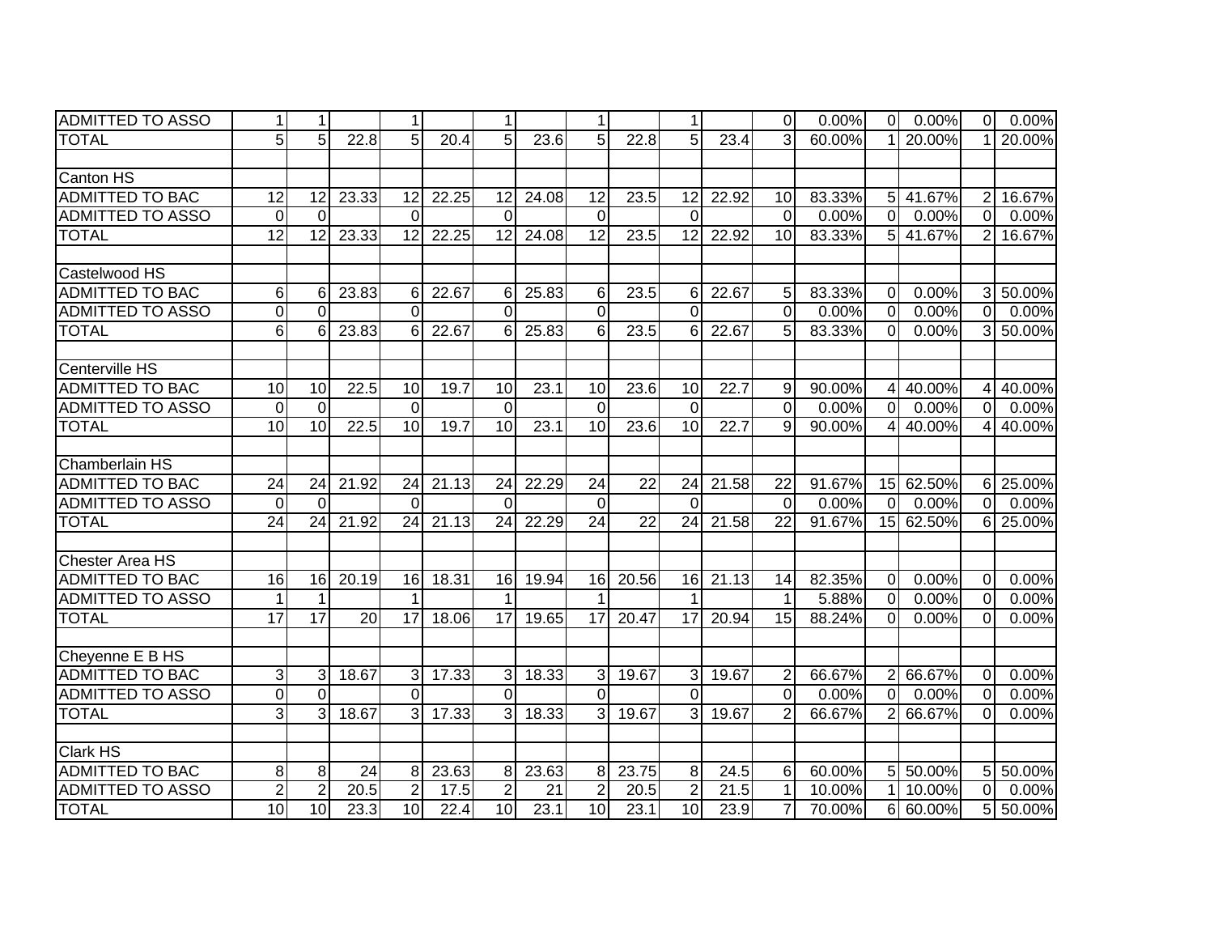| | | | | | | | | | | | | | | | | | | |
|---|---|---|---|---|---|---|---|---|---|---|---|---|---|---|---|---|---|---|
| ADMITTED TO ASSO | 1 | 1 | | 1 | | 1 | | 1 | | 1 | | 0 | 0.00% | 0 | 0.00% | 0 | 0.00% |
| TOTAL | 5 | 5 | 22.8 | 5 | 20.4 | 5 | 23.6 | 5 | 22.8 | 5 | 23.4 | 3 | 60.00% | 1 | 20.00% | 1 | 20.00% |
| | | | | | | | | | | | | | | | | | |
| Canton HS | | | | | | | | | | | | | | | | | |
| ADMITTED TO BAC | 12 | 12 | 23.33 | 12 | 22.25 | 12 | 24.08 | 12 | 23.5 | 12 | 22.92 | 10 | 83.33% | 5 | 41.67% | 2 | 16.67% |
| ADMITTED TO ASSO | 0 | 0 | | 0 | | 0 | | 0 | | 0 | | 0 | 0.00% | 0 | 0.00% | 0 | 0.00% |
| TOTAL | 12 | 12 | 23.33 | 12 | 22.25 | 12 | 24.08 | 12 | 23.5 | 12 | 22.92 | 10 | 83.33% | 5 | 41.67% | 2 | 16.67% |
| | | | | | | | | | | | | | | | | | |
| Castelwood HS | | | | | | | | | | | | | | | | | |
| ADMITTED TO BAC | 6 | 6 | 23.83 | 6 | 22.67 | 6 | 25.83 | 6 | 23.5 | 6 | 22.67 | 5 | 83.33% | 0 | 0.00% | 3 | 50.00% |
| ADMITTED TO ASSO | 0 | 0 | | 0 | | 0 | | 0 | | 0 | | 0 | 0.00% | 0 | 0.00% | 0 | 0.00% |
| TOTAL | 6 | 6 | 23.83 | 6 | 22.67 | 6 | 25.83 | 6 | 23.5 | 6 | 22.67 | 5 | 83.33% | 0 | 0.00% | 3 | 50.00% |
| | | | | | | | | | | | | | | | | | |
| Centerville HS | | | | | | | | | | | | | | | | | |
| ADMITTED TO BAC | 10 | 10 | 22.5 | 10 | 19.7 | 10 | 23.1 | 10 | 23.6 | 10 | 22.7 | 9 | 90.00% | 4 | 40.00% | 4 | 40.00% |
| ADMITTED TO ASSO | 0 | 0 | | 0 | | 0 | | 0 | | 0 | | 0 | 0.00% | 0 | 0.00% | 0 | 0.00% |
| TOTAL | 10 | 10 | 22.5 | 10 | 19.7 | 10 | 23.1 | 10 | 23.6 | 10 | 22.7 | 9 | 90.00% | 4 | 40.00% | 4 | 40.00% |
| | | | | | | | | | | | | | | | | | |
| Chamberlain HS | | | | | | | | | | | | | | | | | |
| ADMITTED TO BAC | 24 | 24 | 21.92 | 24 | 21.13 | 24 | 22.29 | 24 | 22 | 24 | 21.58 | 22 | 91.67% | 15 | 62.50% | 6 | 25.00% |
| ADMITTED TO ASSO | 0 | 0 | | 0 | | 0 | | 0 | | 0 | | 0 | 0.00% | 0 | 0.00% | 0 | 0.00% |
| TOTAL | 24 | 24 | 21.92 | 24 | 21.13 | 24 | 22.29 | 24 | 22 | 24 | 21.58 | 22 | 91.67% | 15 | 62.50% | 6 | 25.00% |
| | | | | | | | | | | | | | | | | | |
| Chester Area HS | | | | | | | | | | | | | | | | | |
| ADMITTED TO BAC | 16 | 16 | 20.19 | 16 | 18.31 | 16 | 19.94 | 16 | 20.56 | 16 | 21.13 | 14 | 82.35% | 0 | 0.00% | 0 | 0.00% |
| ADMITTED TO ASSO | 1 | 1 | | 1 | | 1 | | 1 | | 1 | | 1 | 5.88% | 0 | 0.00% | 0 | 0.00% |
| TOTAL | 17 | 17 | 20 | 17 | 18.06 | 17 | 19.65 | 17 | 20.47 | 17 | 20.94 | 15 | 88.24% | 0 | 0.00% | 0 | 0.00% |
| | | | | | | | | | | | | | | | | | |
| Cheyenne E B HS | | | | | | | | | | | | | | | | | |
| ADMITTED TO BAC | 3 | 3 | 18.67 | 3 | 17.33 | 3 | 18.33 | 3 | 19.67 | 3 | 19.67 | 2 | 66.67% | 2 | 66.67% | 0 | 0.00% |
| ADMITTED TO ASSO | 0 | 0 | | 0 | | 0 | | 0 | | 0 | | 0 | 0.00% | 0 | 0.00% | 0 | 0.00% |
| TOTAL | 3 | 3 | 18.67 | 3 | 17.33 | 3 | 18.33 | 3 | 19.67 | 3 | 19.67 | 2 | 66.67% | 2 | 66.67% | 0 | 0.00% |
| | | | | | | | | | | | | | | | | | |
| Clark HS | | | | | | | | | | | | | | | | | |
| ADMITTED TO BAC | 8 | 8 | 24 | 8 | 23.63 | 8 | 23.63 | 8 | 23.75 | 8 | 24.5 | 6 | 60.00% | 5 | 50.00% | 5 | 50.00% |
| ADMITTED TO ASSO | 2 | 2 | 20.5 | 2 | 17.5 | 2 | 21 | 2 | 20.5 | 2 | 21.5 | 1 | 10.00% | 1 | 10.00% | 0 | 0.00% |
| TOTAL | 10 | 10 | 23.3 | 10 | 22.4 | 10 | 23.1 | 10 | 23.1 | 10 | 23.9 | 7 | 70.00% | 6 | 60.00% | 5 | 50.00% |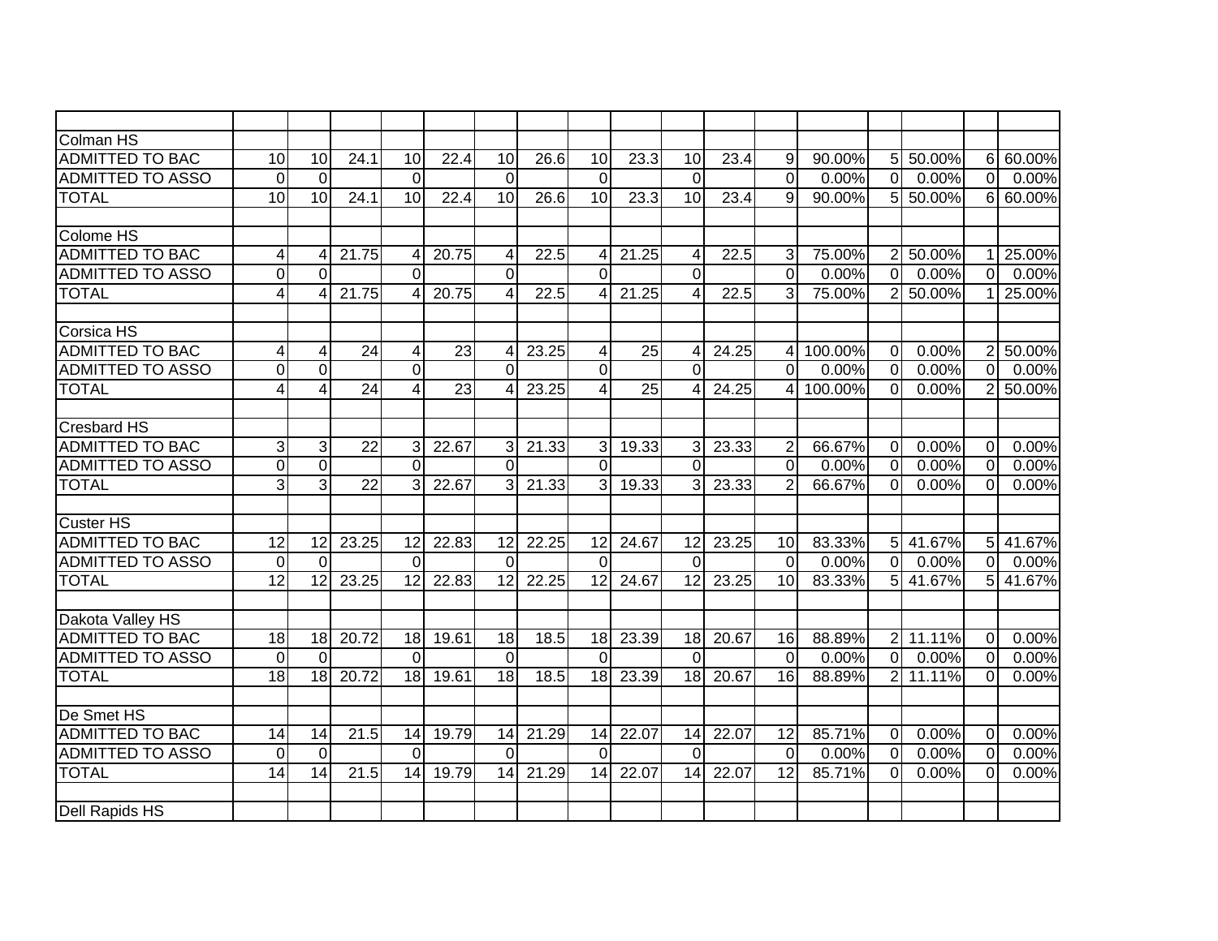| | | | | | | | | | | | | | | | | |
|---|---|---|---|---|---|---|---|---|---|---|---|---|---|---|---|---|
| Colman HS | | | | | | | | | | | | | | | | |
| ADMITTED TO BAC | 10 | 10 | 24.1 | 10 | 22.4 | 10 | 26.6 | 10 | 23.3 | 10 | 23.4 | 9 | 90.00% | 5 | 50.00% | 6 | 60.00% |
| ADMITTED TO ASSO | 0 | 0 | | 0 | | 0 | | 0 | | 0 | | 0 | 0.00% | 0 | 0.00% | 0 | 0.00% |
| TOTAL | 10 | 10 | 24.1 | 10 | 22.4 | 10 | 26.6 | 10 | 23.3 | 10 | 23.4 | 9 | 90.00% | 5 | 50.00% | 6 | 60.00% |
| | | | | | | | | | | | | | | | | | |
| Colome HS | | | | | | | | | | | | | | | | | |
| ADMITTED TO BAC | 4 | 4 | 21.75 | 4 | 20.75 | 4 | 22.5 | 4 | 21.25 | 4 | 22.5 | 3 | 75.00% | 2 | 50.00% | 1 | 25.00% |
| ADMITTED TO ASSO | 0 | 0 | | 0 | | 0 | | 0 | | 0 | | 0 | 0.00% | 0 | 0.00% | 0 | 0.00% |
| TOTAL | 4 | 4 | 21.75 | 4 | 20.75 | 4 | 22.5 | 4 | 21.25 | 4 | 22.5 | 3 | 75.00% | 2 | 50.00% | 1 | 25.00% |
| | | | | | | | | | | | | | | | | | |
| Corsica HS | | | | | | | | | | | | | | | | | |
| ADMITTED TO BAC | 4 | 4 | 24 | 4 | 23 | 4 | 23.25 | 4 | 25 | 4 | 24.25 | 4 | 100.00% | 0 | 0.00% | 2 | 50.00% |
| ADMITTED TO ASSO | 0 | 0 | | 0 | | 0 | | 0 | | 0 | | 0 | 0.00% | 0 | 0.00% | 0 | 0.00% |
| TOTAL | 4 | 4 | 24 | 4 | 23 | 4 | 23.25 | 4 | 25 | 4 | 24.25 | 4 | 100.00% | 0 | 0.00% | 2 | 50.00% |
| | | | | | | | | | | | | | | | | | |
| Cresbard HS | | | | | | | | | | | | | | | | | |
| ADMITTED TO BAC | 3 | 3 | 22 | 3 | 22.67 | 3 | 21.33 | 3 | 19.33 | 3 | 23.33 | 2 | 66.67% | 0 | 0.00% | 0 | 0.00% |
| ADMITTED TO ASSO | 0 | 0 | | 0 | | 0 | | 0 | | 0 | | 0 | 0.00% | 0 | 0.00% | 0 | 0.00% |
| TOTAL | 3 | 3 | 22 | 3 | 22.67 | 3 | 21.33 | 3 | 19.33 | 3 | 23.33 | 2 | 66.67% | 0 | 0.00% | 0 | 0.00% |
| | | | | | | | | | | | | | | | | | |
| Custer HS | | | | | | | | | | | | | | | | | |
| ADMITTED TO BAC | 12 | 12 | 23.25 | 12 | 22.83 | 12 | 22.25 | 12 | 24.67 | 12 | 23.25 | 10 | 83.33% | 5 | 41.67% | 5 | 41.67% |
| ADMITTED TO ASSO | 0 | 0 | | 0 | | 0 | | 0 | | 0 | | 0 | 0.00% | 0 | 0.00% | 0 | 0.00% |
| TOTAL | 12 | 12 | 23.25 | 12 | 22.83 | 12 | 22.25 | 12 | 24.67 | 12 | 23.25 | 10 | 83.33% | 5 | 41.67% | 5 | 41.67% |
| | | | | | | | | | | | | | | | | | |
| Dakota Valley HS | | | | | | | | | | | | | | | | | |
| ADMITTED TO BAC | 18 | 18 | 20.72 | 18 | 19.61 | 18 | 18.5 | 18 | 23.39 | 18 | 20.67 | 16 | 88.89% | 2 | 11.11% | 0 | 0.00% |
| ADMITTED TO ASSO | 0 | 0 | | 0 | | 0 | | 0 | | 0 | | 0 | 0.00% | 0 | 0.00% | 0 | 0.00% |
| TOTAL | 18 | 18 | 20.72 | 18 | 19.61 | 18 | 18.5 | 18 | 23.39 | 18 | 20.67 | 16 | 88.89% | 2 | 11.11% | 0 | 0.00% |
| | | | | | | | | | | | | | | | | | |
| De Smet HS | | | | | | | | | | | | | | | | | |
| ADMITTED TO BAC | 14 | 14 | 21.5 | 14 | 19.79 | 14 | 21.29 | 14 | 22.07 | 14 | 22.07 | 12 | 85.71% | 0 | 0.00% | 0 | 0.00% |
| ADMITTED TO ASSO | 0 | 0 | | 0 | | 0 | | 0 | | 0 | | 0 | 0.00% | 0 | 0.00% | 0 | 0.00% |
| TOTAL | 14 | 14 | 21.5 | 14 | 19.79 | 14 | 21.29 | 14 | 22.07 | 14 | 22.07 | 12 | 85.71% | 0 | 0.00% | 0 | 0.00% |
| | | | | | | | | | | | | | | | | | |
| Dell Rapids HS | | | | | | | | | | | | | | | | | |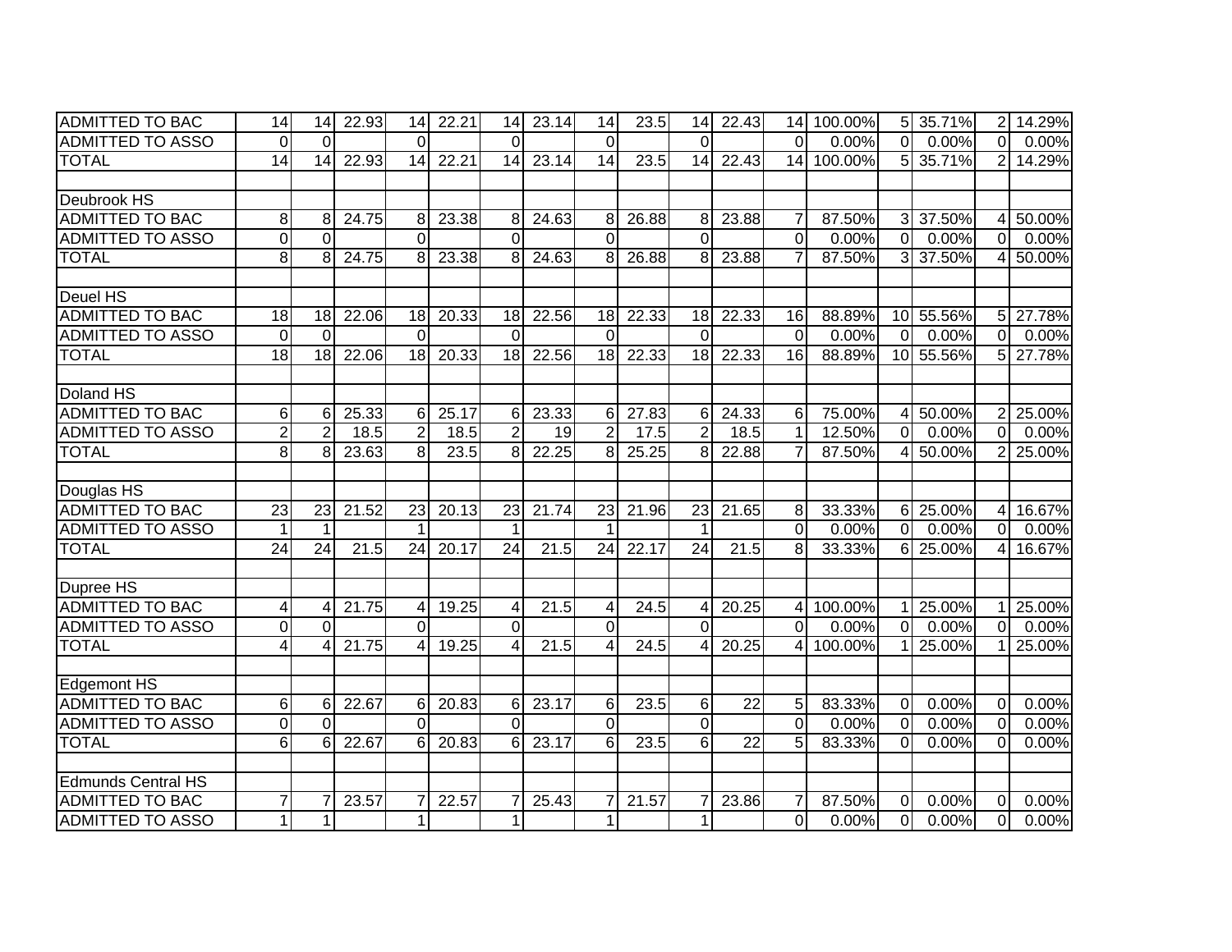| | | | | | | | | | | | | | | | | | | |
|---|---|---|---|---|---|---|---|---|---|---|---|---|---|---|---|---|---|---|
| ADMITTED TO BAC | 14 | 14 | 22.93 | 14 | 22.21 | 14 | 23.14 | 14 | 23.5 | 14 | 22.43 | 14 | 100.00% | 5 | 35.71% | 2 | 14.29% |
| ADMITTED TO ASSO | 0 | 0 | | 0 | | 0 | | 0 | | 0 | | 0 | 0.00% | 0 | 0.00% | 0 | 0.00% |
| TOTAL | 14 | 14 | 22.93 | 14 | 22.21 | 14 | 23.14 | 14 | 23.5 | 14 | 22.43 | 14 | 100.00% | 5 | 35.71% | 2 | 14.29% |
| | | | | | | | | | | | | | | | | | |
| Deubrook HS | | | | | | | | | | | | | | | | | |
| ADMITTED TO BAC | 8 | 8 | 24.75 | 8 | 23.38 | 8 | 24.63 | 8 | 26.88 | 8 | 23.88 | 7 | 87.50% | 3 | 37.50% | 4 | 50.00% |
| ADMITTED TO ASSO | 0 | 0 | | 0 | | 0 | | 0 | | 0 | | 0 | 0.00% | 0 | 0.00% | 0 | 0.00% |
| TOTAL | 8 | 8 | 24.75 | 8 | 23.38 | 8 | 24.63 | 8 | 26.88 | 8 | 23.88 | 7 | 87.50% | 3 | 37.50% | 4 | 50.00% |
| | | | | | | | | | | | | | | | | | |
| Deuel HS | | | | | | | | | | | | | | | | | |
| ADMITTED TO BAC | 18 | 18 | 22.06 | 18 | 20.33 | 18 | 22.56 | 18 | 22.33 | 18 | 22.33 | 16 | 88.89% | 10 | 55.56% | 5 | 27.78% |
| ADMITTED TO ASSO | 0 | 0 | | 0 | | 0 | | 0 | | 0 | | 0 | 0.00% | 0 | 0.00% | 0 | 0.00% |
| TOTAL | 18 | 18 | 22.06 | 18 | 20.33 | 18 | 22.56 | 18 | 22.33 | 18 | 22.33 | 16 | 88.89% | 10 | 55.56% | 5 | 27.78% |
| | | | | | | | | | | | | | | | | | |
| Doland HS | | | | | | | | | | | | | | | | | |
| ADMITTED TO BAC | 6 | 6 | 25.33 | 6 | 25.17 | 6 | 23.33 | 6 | 27.83 | 6 | 24.33 | 6 | 75.00% | 4 | 50.00% | 2 | 25.00% |
| ADMITTED TO ASSO | 2 | 2 | 18.5 | 2 | 18.5 | 2 | 19 | 2 | 17.5 | 2 | 18.5 | 1 | 12.50% | 0 | 0.00% | 0 | 0.00% |
| TOTAL | 8 | 8 | 23.63 | 8 | 23.5 | 8 | 22.25 | 8 | 25.25 | 8 | 22.88 | 7 | 87.50% | 4 | 50.00% | 2 | 25.00% |
| | | | | | | | | | | | | | | | | | |
| Douglas HS | | | | | | | | | | | | | | | | | |
| ADMITTED TO BAC | 23 | 23 | 21.52 | 23 | 20.13 | 23 | 21.74 | 23 | 21.96 | 23 | 21.65 | 8 | 33.33% | 6 | 25.00% | 4 | 16.67% |
| ADMITTED TO ASSO | 1 | 1 | | 1 | | 1 | | 1 | | 1 | | 0 | 0.00% | 0 | 0.00% | 0 | 0.00% |
| TOTAL | 24 | 24 | 21.5 | 24 | 20.17 | 24 | 21.5 | 24 | 22.17 | 24 | 21.5 | 8 | 33.33% | 6 | 25.00% | 4 | 16.67% |
| | | | | | | | | | | | | | | | | | |
| Dupree HS | | | | | | | | | | | | | | | | | |
| ADMITTED TO BAC | 4 | 4 | 21.75 | 4 | 19.25 | 4 | 21.5 | 4 | 24.5 | 4 | 20.25 | 4 | 100.00% | 1 | 25.00% | 1 | 25.00% |
| ADMITTED TO ASSO | 0 | 0 | | 0 | | 0 | | 0 | | 0 | | 0 | 0.00% | 0 | 0.00% | 0 | 0.00% |
| TOTAL | 4 | 4 | 21.75 | 4 | 19.25 | 4 | 21.5 | 4 | 24.5 | 4 | 20.25 | 4 | 100.00% | 1 | 25.00% | 1 | 25.00% |
| | | | | | | | | | | | | | | | | | |
| Edgemont HS | | | | | | | | | | | | | | | | | |
| ADMITTED TO BAC | 6 | 6 | 22.67 | 6 | 20.83 | 6 | 23.17 | 6 | 23.5 | 6 | 22 | 5 | 83.33% | 0 | 0.00% | 0 | 0.00% |
| ADMITTED TO ASSO | 0 | 0 | | 0 | | 0 | | 0 | | 0 | | 0 | 0.00% | 0 | 0.00% | 0 | 0.00% |
| TOTAL | 6 | 6 | 22.67 | 6 | 20.83 | 6 | 23.17 | 6 | 23.5 | 6 | 22 | 5 | 83.33% | 0 | 0.00% | 0 | 0.00% |
| | | | | | | | | | | | | | | | | | |
| Edmunds Central HS | | | | | | | | | | | | | | | | | |
| ADMITTED TO BAC | 7 | 7 | 23.57 | 7 | 22.57 | 7 | 25.43 | 7 | 21.57 | 7 | 23.86 | 7 | 87.50% | 0 | 0.00% | 0 | 0.00% |
| ADMITTED TO ASSO | 1 | 1 | | 1 | | 1 | | 1 | | 1 | | 0 | 0.00% | 0 | 0.00% | 0 | 0.00% |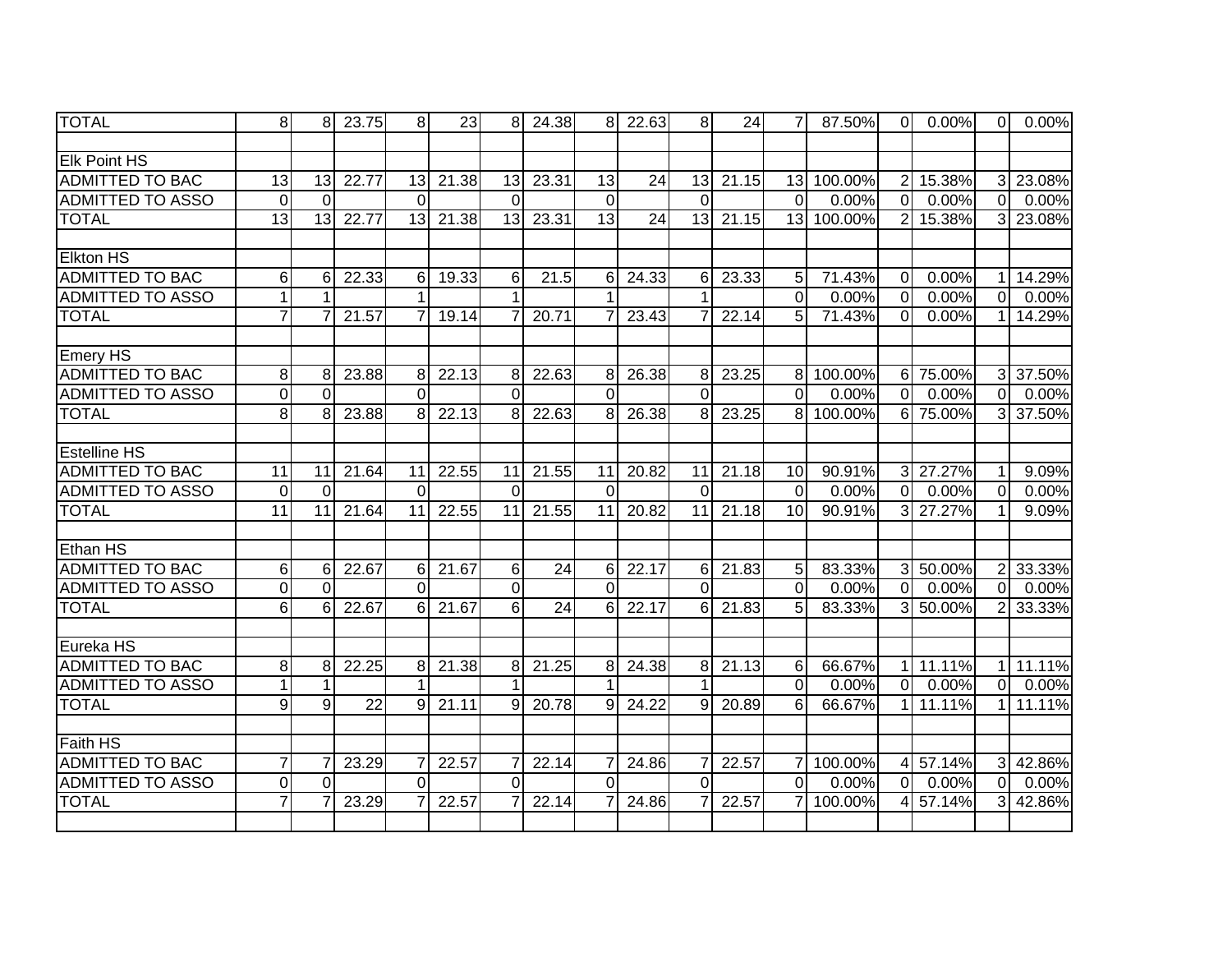| | | | | | | | | | | | | | | | | | |
|---|---|---|---|---|---|---|---|---|---|---|---|---|---|---|---|---|---|
| TOTAL | 8 | 8 | 23.75 | 8 | 23 | 8 | 24.38 | 8 | 22.63 | 8 | 24 | 7 | 87.50% | 0 | 0.00% | 0 | 0.00% |
| | | | | | | | | | | | | | | | | | |
| Elk Point HS | | | | | | | | | | | | | | | | | |
| ADMITTED TO BAC | 13 | 13 | 22.77 | 13 | 21.38 | 13 | 23.31 | 13 | 24 | 13 | 21.15 | 13 | 100.00% | 2 | 15.38% | 3 | 23.08% |
| ADMITTED TO ASSO | 0 | 0 | | 0 | | 0 | | 0 | | 0 | | 0 | 0.00% | 0 | 0.00% | 0 | 0.00% |
| TOTAL | 13 | 13 | 22.77 | 13 | 21.38 | 13 | 23.31 | 13 | 24 | 13 | 21.15 | 13 | 100.00% | 2 | 15.38% | 3 | 23.08% |
| | | | | | | | | | | | | | | | | | |
| Elkton HS | | | | | | | | | | | | | | | | | |
| ADMITTED TO BAC | 6 | 6 | 22.33 | 6 | 19.33 | 6 | 21.5 | 6 | 24.33 | 6 | 23.33 | 5 | 71.43% | 0 | 0.00% | 1 | 14.29% |
| ADMITTED TO ASSO | 1 | 1 | | 1 | | 1 | | 1 | | 1 | | 0 | 0.00% | 0 | 0.00% | 0 | 0.00% |
| TOTAL | 7 | 7 | 21.57 | 7 | 19.14 | 7 | 20.71 | 7 | 23.43 | 7 | 22.14 | 5 | 71.43% | 0 | 0.00% | 1 | 14.29% |
| | | | | | | | | | | | | | | | | | |
| Emery HS | | | | | | | | | | | | | | | | | |
| ADMITTED TO BAC | 8 | 8 | 23.88 | 8 | 22.13 | 8 | 22.63 | 8 | 26.38 | 8 | 23.25 | 8 | 100.00% | 6 | 75.00% | 3 | 37.50% |
| ADMITTED TO ASSO | 0 | 0 | | 0 | | 0 | | 0 | | 0 | | 0 | 0.00% | 0 | 0.00% | 0 | 0.00% |
| TOTAL | 8 | 8 | 23.88 | 8 | 22.13 | 8 | 22.63 | 8 | 26.38 | 8 | 23.25 | 8 | 100.00% | 6 | 75.00% | 3 | 37.50% |
| | | | | | | | | | | | | | | | | | |
| Estelline HS | | | | | | | | | | | | | | | | | |
| ADMITTED TO BAC | 11 | 11 | 21.64 | 11 | 22.55 | 11 | 21.55 | 11 | 20.82 | 11 | 21.18 | 10 | 90.91% | 3 | 27.27% | 1 | 9.09% |
| ADMITTED TO ASSO | 0 | 0 | | 0 | | 0 | | 0 | | 0 | | 0 | 0.00% | 0 | 0.00% | 0 | 0.00% |
| TOTAL | 11 | 11 | 21.64 | 11 | 22.55 | 11 | 21.55 | 11 | 20.82 | 11 | 21.18 | 10 | 90.91% | 3 | 27.27% | 1 | 9.09% |
| | | | | | | | | | | | | | | | | | |
| Ethan HS | | | | | | | | | | | | | | | | | |
| ADMITTED TO BAC | 6 | 6 | 22.67 | 6 | 21.67 | 6 | 24 | 6 | 22.17 | 6 | 21.83 | 5 | 83.33% | 3 | 50.00% | 2 | 33.33% |
| ADMITTED TO ASSO | 0 | 0 | | 0 | | 0 | | 0 | | 0 | | 0 | 0.00% | 0 | 0.00% | 0 | 0.00% |
| TOTAL | 6 | 6 | 22.67 | 6 | 21.67 | 6 | 24 | 6 | 22.17 | 6 | 21.83 | 5 | 83.33% | 3 | 50.00% | 2 | 33.33% |
| | | | | | | | | | | | | | | | | | |
| Eureka HS | | | | | | | | | | | | | | | | | |
| ADMITTED TO BAC | 8 | 8 | 22.25 | 8 | 21.38 | 8 | 21.25 | 8 | 24.38 | 8 | 21.13 | 6 | 66.67% | 1 | 11.11% | 1 | 11.11% |
| ADMITTED TO ASSO | 1 | 1 | | 1 | | 1 | | 1 | | 1 | | 0 | 0.00% | 0 | 0.00% | 0 | 0.00% |
| TOTAL | 9 | 9 | 22 | 9 | 21.11 | 9 | 20.78 | 9 | 24.22 | 9 | 20.89 | 6 | 66.67% | 1 | 11.11% | 1 | 11.11% |
| | | | | | | | | | | | | | | | | | |
| Faith HS | | | | | | | | | | | | | | | | | |
| ADMITTED TO BAC | 7 | 7 | 23.29 | 7 | 22.57 | 7 | 22.14 | 7 | 24.86 | 7 | 22.57 | 7 | 100.00% | 4 | 57.14% | 3 | 42.86% |
| ADMITTED TO ASSO | 0 | 0 | | 0 | | 0 | | 0 | | 0 | | 0 | 0.00% | 0 | 0.00% | 0 | 0.00% |
| TOTAL | 7 | 7 | 23.29 | 7 | 22.57 | 7 | 22.14 | 7 | 24.86 | 7 | 22.57 | 7 | 100.00% | 4 | 57.14% | 3 | 42.86% |
| | | | | | | | | | | | | | | | | | |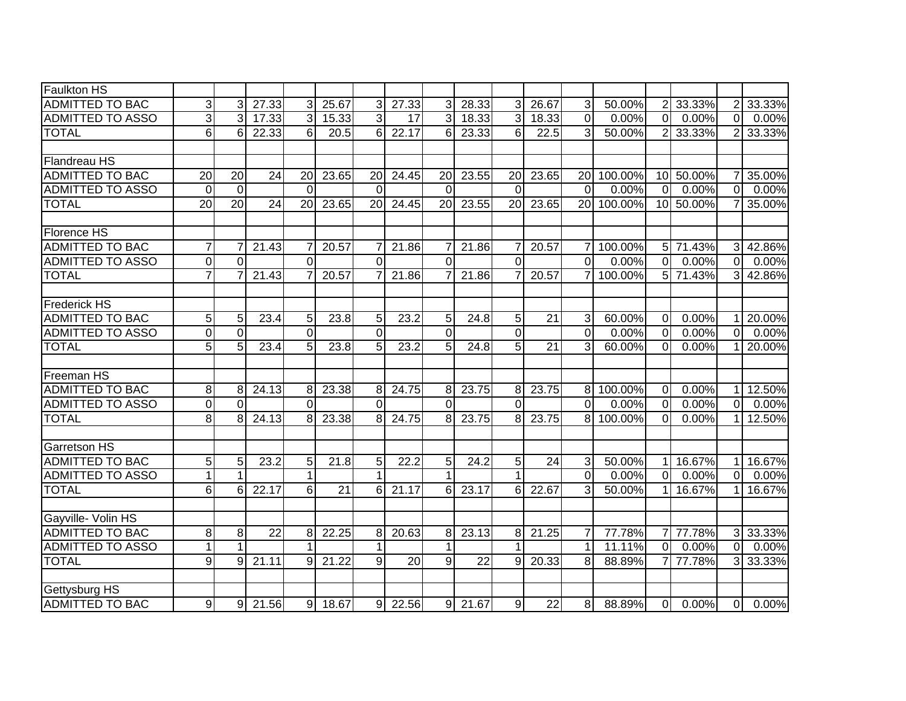| | | | | | | | | | | | | | | | | | |
|---|---|---|---|---|---|---|---|---|---|---|---|---|---|---|---|---|---|
| Faulkton HS | | | | | | | | | | | | | | | | | |
| ADMITTED TO BAC | 3 | 3 | 27.33 | 3 | 25.67 | 3 | 27.33 | 3 | 28.33 | 3 | 26.67 | 3 | 50.00% | 2 | 33.33% | 2 | 33.33% |
| ADMITTED TO ASSO | 3 | 3 | 17.33 | 3 | 15.33 | 3 | 17 | 3 | 18.33 | 3 | 18.33 | 0 | 0.00% | 0 | 0.00% | 0 | 0.00% |
| TOTAL | 6 | 6 | 22.33 | 6 | 20.5 | 6 | 22.17 | 6 | 23.33 | 6 | 22.5 | 3 | 50.00% | 2 | 33.33% | 2 | 33.33% |
| | | | | | | | | | | | | | | | | | |
| Flandreau HS | | | | | | | | | | | | | | | | | |
| ADMITTED TO BAC | 20 | 20 | 24 | 20 | 23.65 | 20 | 24.45 | 20 | 23.55 | 20 | 23.65 | 20 | 100.00% | 10 | 50.00% | 7 | 35.00% |
| ADMITTED TO ASSO | 0 | 0 | | 0 | | 0 | | 0 | | 0 | | 0 | 0.00% | 0 | 0.00% | 0 | 0.00% |
| TOTAL | 20 | 20 | 24 | 20 | 23.65 | 20 | 24.45 | 20 | 23.55 | 20 | 23.65 | 20 | 100.00% | 10 | 50.00% | 7 | 35.00% |
| | | | | | | | | | | | | | | | | | |
| Florence HS | | | | | | | | | | | | | | | | | |
| ADMITTED TO BAC | 7 | 7 | 21.43 | 7 | 20.57 | 7 | 21.86 | 7 | 21.86 | 7 | 20.57 | 7 | 100.00% | 5 | 71.43% | 3 | 42.86% |
| ADMITTED TO ASSO | 0 | 0 | | 0 | | 0 | | 0 | | 0 | | 0 | 0.00% | 0 | 0.00% | 0 | 0.00% |
| TOTAL | 7 | 7 | 21.43 | 7 | 20.57 | 7 | 21.86 | 7 | 21.86 | 7 | 20.57 | 7 | 100.00% | 5 | 71.43% | 3 | 42.86% |
| | | | | | | | | | | | | | | | | | |
| Frederick HS | | | | | | | | | | | | | | | | | |
| ADMITTED TO BAC | 5 | 5 | 23.4 | 5 | 23.8 | 5 | 23.2 | 5 | 24.8 | 5 | 21 | 3 | 60.00% | 0 | 0.00% | 1 | 20.00% |
| ADMITTED TO ASSO | 0 | 0 | | 0 | | 0 | | 0 | | 0 | | 0 | 0.00% | 0 | 0.00% | 0 | 0.00% |
| TOTAL | 5 | 5 | 23.4 | 5 | 23.8 | 5 | 23.2 | 5 | 24.8 | 5 | 21 | 3 | 60.00% | 0 | 0.00% | 1 | 20.00% |
| | | | | | | | | | | | | | | | | | |
| Freeman HS | | | | | | | | | | | | | | | | | |
| ADMITTED TO BAC | 8 | 8 | 24.13 | 8 | 23.38 | 8 | 24.75 | 8 | 23.75 | 8 | 23.75 | 8 | 100.00% | 0 | 0.00% | 1 | 12.50% |
| ADMITTED TO ASSO | 0 | 0 | | 0 | | 0 | | 0 | | 0 | | 0 | 0.00% | 0 | 0.00% | 0 | 0.00% |
| TOTAL | 8 | 8 | 24.13 | 8 | 23.38 | 8 | 24.75 | 8 | 23.75 | 8 | 23.75 | 8 | 100.00% | 0 | 0.00% | 1 | 12.50% |
| | | | | | | | | | | | | | | | | | |
| Garretson HS | | | | | | | | | | | | | | | | | |
| ADMITTED TO BAC | 5 | 5 | 23.2 | 5 | 21.8 | 5 | 22.2 | 5 | 24.2 | 5 | 24 | 3 | 50.00% | 1 | 16.67% | 1 | 16.67% |
| ADMITTED TO ASSO | 1 | 1 | | 1 | | 1 | | 1 | | 1 | | 0 | 0.00% | 0 | 0.00% | 0 | 0.00% |
| TOTAL | 6 | 6 | 22.17 | 6 | 21 | 6 | 21.17 | 6 | 23.17 | 6 | 22.67 | 3 | 50.00% | 1 | 16.67% | 1 | 16.67% |
| | | | | | | | | | | | | | | | | | |
| Gayville- Volin HS | | | | | | | | | | | | | | | | | |
| ADMITTED TO BAC | 8 | 8 | 22 | 8 | 22.25 | 8 | 20.63 | 8 | 23.13 | 8 | 21.25 | 7 | 77.78% | 7 | 77.78% | 3 | 33.33% |
| ADMITTED TO ASSO | 1 | 1 | | 1 | | 1 | | 1 | | 1 | | 1 | 11.11% | 0 | 0.00% | 0 | 0.00% |
| TOTAL | 9 | 9 | 21.11 | 9 | 21.22 | 9 | 20 | 9 | 22 | 9 | 20.33 | 8 | 88.89% | 7 | 77.78% | 3 | 33.33% |
| | | | | | | | | | | | | | | | | | |
| Gettysburg HS | | | | | | | | | | | | | | | | | |
| ADMITTED TO BAC | 9 | 9 | 21.56 | 9 | 18.67 | 9 | 22.56 | 9 | 21.67 | 9 | 22 | 8 | 88.89% | 0 | 0.00% | 0 | 0.00% |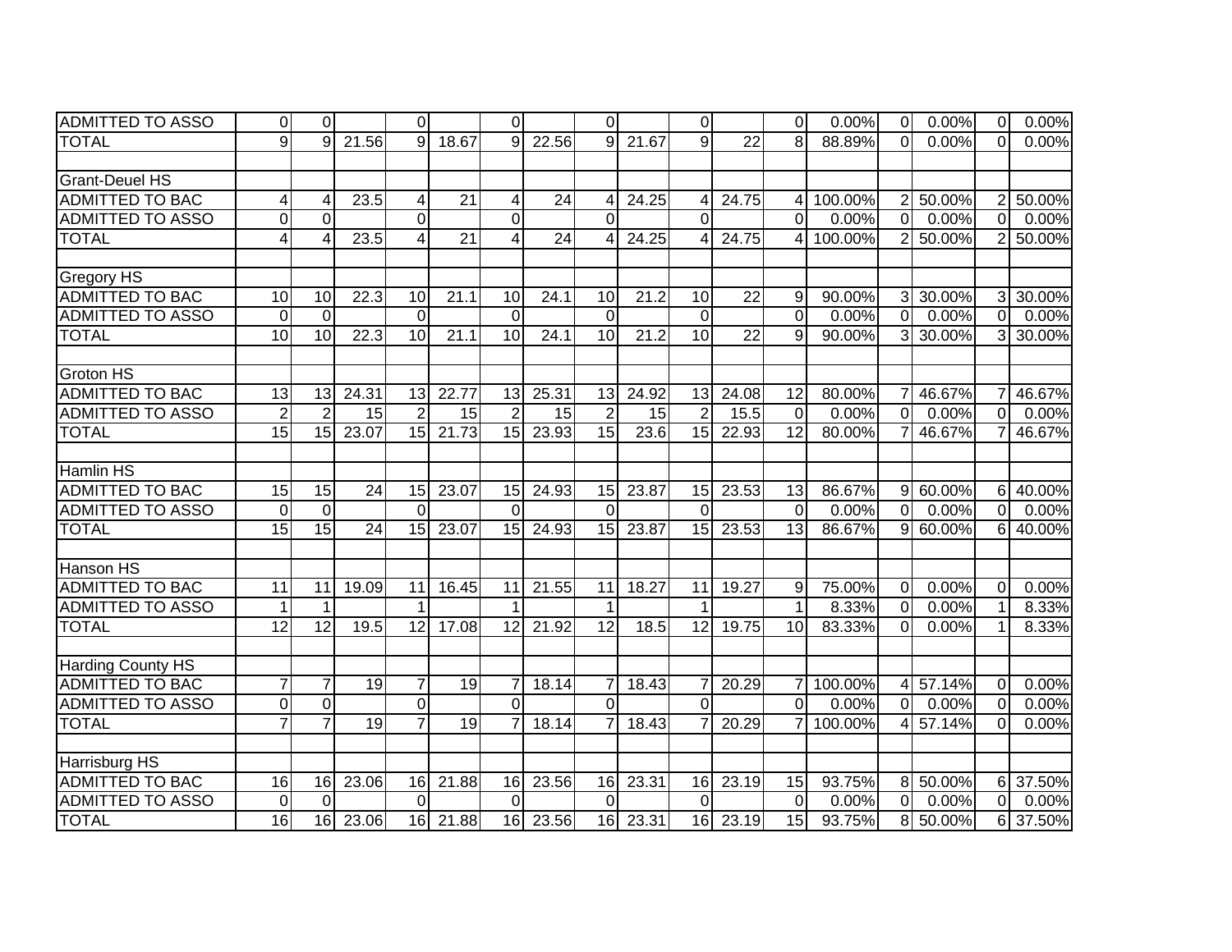| | | | | | | | | | | | | | | | | | |
|---|---|---|---|---|---|---|---|---|---|---|---|---|---|---|---|---|---|
| ADMITTED TO ASSO | 0 | 0 | | 0 | | 0 | | 0 | | 0 | | 0 | 0.00% | 0 | 0.00% | 0 | 0.00% |
| TOTAL | 9 | 9 | 21.56 | 9 | 18.67 | 9 | 22.56 | 9 | 21.67 | 9 | 22 | 8 | 88.89% | 0 | 0.00% | 0 | 0.00% |
| | | | | | | | | | | | | | | | | | |
| Grant-Deuel HS | | | | | | | | | | | | | | | | | |
| ADMITTED TO BAC | 4 | 4 | 23.5 | 4 | 21 | 4 | 24 | 4 | 24.25 | 4 | 24.75 | 4 | 100.00% | 2 | 50.00% | 2 | 50.00% |
| ADMITTED TO ASSO | 0 | 0 | | 0 | | 0 | | 0 | | 0 | | 0 | 0.00% | 0 | 0.00% | 0 | 0.00% |
| TOTAL | 4 | 4 | 23.5 | 4 | 21 | 4 | 24 | 4 | 24.25 | 4 | 24.75 | 4 | 100.00% | 2 | 50.00% | 2 | 50.00% |
| | | | | | | | | | | | | | | | | | |
| Gregory HS | | | | | | | | | | | | | | | | | |
| ADMITTED TO BAC | 10 | 10 | 22.3 | 10 | 21.1 | 10 | 24.1 | 10 | 21.2 | 10 | 22 | 9 | 90.00% | 3 | 30.00% | 3 | 30.00% |
| ADMITTED TO ASSO | 0 | 0 | | 0 | | 0 | | 0 | | 0 | | 0 | 0.00% | 0 | 0.00% | 0 | 0.00% |
| TOTAL | 10 | 10 | 22.3 | 10 | 21.1 | 10 | 24.1 | 10 | 21.2 | 10 | 22 | 9 | 90.00% | 3 | 30.00% | 3 | 30.00% |
| | | | | | | | | | | | | | | | | | |
| Groton HS | | | | | | | | | | | | | | | | | |
| ADMITTED TO BAC | 13 | 13 | 24.31 | 13 | 22.77 | 13 | 25.31 | 13 | 24.92 | 13 | 24.08 | 12 | 80.00% | 7 | 46.67% | 7 | 46.67% |
| ADMITTED TO ASSO | 2 | 2 | 15 | 2 | 15 | 2 | 15 | 2 | 15 | 2 | 15.5 | 0 | 0.00% | 0 | 0.00% | 0 | 0.00% |
| TOTAL | 15 | 15 | 23.07 | 15 | 21.73 | 15 | 23.93 | 15 | 23.6 | 15 | 22.93 | 12 | 80.00% | 7 | 46.67% | 7 | 46.67% |
| | | | | | | | | | | | | | | | | | |
| Hamlin HS | | | | | | | | | | | | | | | | | |
| ADMITTED TO BAC | 15 | 15 | 24 | 15 | 23.07 | 15 | 24.93 | 15 | 23.87 | 15 | 23.53 | 13 | 86.67% | 9 | 60.00% | 6 | 40.00% |
| ADMITTED TO ASSO | 0 | 0 | | 0 | | 0 | | 0 | | 0 | | 0 | 0.00% | 0 | 0.00% | 0 | 0.00% |
| TOTAL | 15 | 15 | 24 | 15 | 23.07 | 15 | 24.93 | 15 | 23.87 | 15 | 23.53 | 13 | 86.67% | 9 | 60.00% | 6 | 40.00% |
| | | | | | | | | | | | | | | | | | |
| Hanson HS | | | | | | | | | | | | | | | | | |
| ADMITTED TO BAC | 11 | 11 | 19.09 | 11 | 16.45 | 11 | 21.55 | 11 | 18.27 | 11 | 19.27 | 9 | 75.00% | 0 | 0.00% | 0 | 0.00% |
| ADMITTED TO ASSO | 1 | 1 | | 1 | | 1 | | 1 | | 1 | | 1 | 8.33% | 0 | 0.00% | 1 | 8.33% |
| TOTAL | 12 | 12 | 19.5 | 12 | 17.08 | 12 | 21.92 | 12 | 18.5 | 12 | 19.75 | 10 | 83.33% | 0 | 0.00% | 1 | 8.33% |
| | | | | | | | | | | | | | | | | | |
| Harding County HS | | | | | | | | | | | | | | | | | |
| ADMITTED TO BAC | 7 | 7 | 19 | 7 | 19 | 7 | 18.14 | 7 | 18.43 | 7 | 20.29 | 7 | 100.00% | 4 | 57.14% | 0 | 0.00% |
| ADMITTED TO ASSO | 0 | 0 | | 0 | | 0 | | 0 | | 0 | | 0 | 0.00% | 0 | 0.00% | 0 | 0.00% |
| TOTAL | 7 | 7 | 19 | 7 | 19 | 7 | 18.14 | 7 | 18.43 | 7 | 20.29 | 7 | 100.00% | 4 | 57.14% | 0 | 0.00% |
| | | | | | | | | | | | | | | | | | |
| Harrisburg HS | | | | | | | | | | | | | | | | | |
| ADMITTED TO BAC | 16 | 16 | 23.06 | 16 | 21.88 | 16 | 23.56 | 16 | 23.31 | 16 | 23.19 | 15 | 93.75% | 8 | 50.00% | 6 | 37.50% |
| ADMITTED TO ASSO | 0 | 0 | | 0 | | 0 | | 0 | | 0 | | 0 | 0.00% | 0 | 0.00% | 0 | 0.00% |
| TOTAL | 16 | 16 | 23.06 | 16 | 21.88 | 16 | 23.56 | 16 | 23.31 | 16 | 23.19 | 15 | 93.75% | 8 | 50.00% | 6 | 37.50% |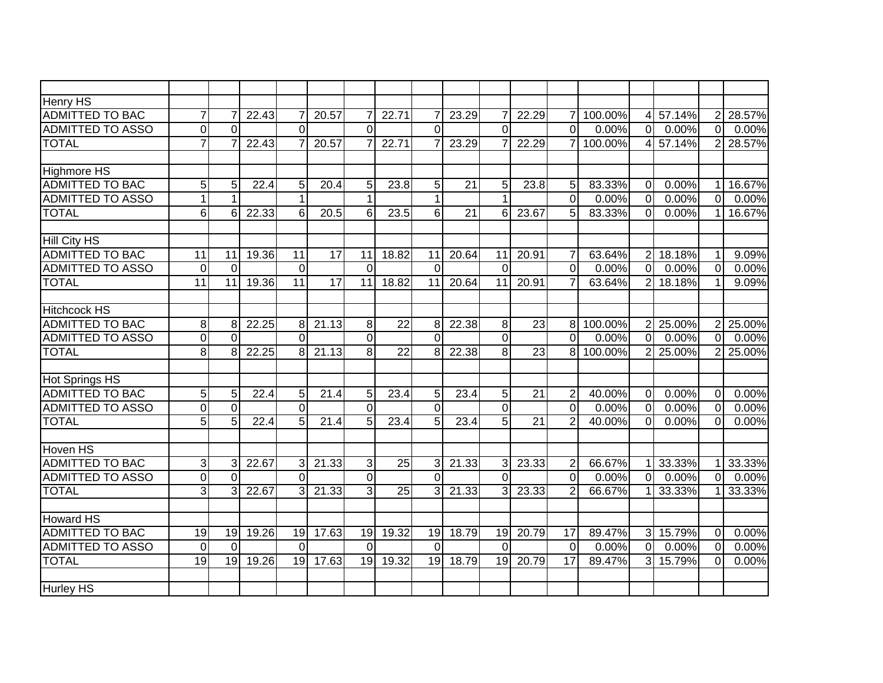| | | | | | | | | | | | | | | | | |
|---|---|---|---|---|---|---|---|---|---|---|---|---|---|---|---|---|
| Henry HS | | | | | | | | | | | | | | | | |
| ADMITTED TO BAC | 7 | 7 | 22.43 | 7 | 20.57 | 7 | 22.71 | 7 | 23.29 | 7 | 22.29 | 7 | 100.00% | 4 | 57.14% | 2 | 28.57% |
| ADMITTED TO ASSO | 0 | 0 | | 0 | | 0 | | 0 | | 0 | | 0 | 0.00% | 0 | 0.00% | 0 | 0.00% |
| TOTAL | 7 | 7 | 22.43 | 7 | 20.57 | 7 | 22.71 | 7 | 23.29 | 7 | 22.29 | 7 | 100.00% | 4 | 57.14% | 2 | 28.57% |
| | | | | | | | | | | | | | | | | |
| Highmore HS | | | | | | | | | | | | | | | | |
| ADMITTED TO BAC | 5 | 5 | 22.4 | 5 | 20.4 | 5 | 23.8 | 5 | 21 | 5 | 23.8 | 5 | 83.33% | 0 | 0.00% | 1 | 16.67% |
| ADMITTED TO ASSO | 1 | 1 | | 1 | | 1 | | 1 | | 1 | | 0 | 0.00% | 0 | 0.00% | 0 | 0.00% |
| TOTAL | 6 | 6 | 22.33 | 6 | 20.5 | 6 | 23.5 | 6 | 21 | 6 | 23.67 | 5 | 83.33% | 0 | 0.00% | 1 | 16.67% |
| | | | | | | | | | | | | | | | | |
| Hill City HS | | | | | | | | | | | | | | | | |
| ADMITTED TO BAC | 11 | 11 | 19.36 | 11 | 17 | 11 | 18.82 | 11 | 20.64 | 11 | 20.91 | 7 | 63.64% | 2 | 18.18% | 1 | 9.09% |
| ADMITTED TO ASSO | 0 | 0 | | 0 | | 0 | | 0 | | 0 | | 0 | 0.00% | 0 | 0.00% | 0 | 0.00% |
| TOTAL | 11 | 11 | 19.36 | 11 | 17 | 11 | 18.82 | 11 | 20.64 | 11 | 20.91 | 7 | 63.64% | 2 | 18.18% | 1 | 9.09% |
| | | | | | | | | | | | | | | | | |
| Hitchcock HS | | | | | | | | | | | | | | | | |
| ADMITTED TO BAC | 8 | 8 | 22.25 | 8 | 21.13 | 8 | 22 | 8 | 22.38 | 8 | 23 | 8 | 100.00% | 2 | 25.00% | 2 | 25.00% |
| ADMITTED TO ASSO | 0 | 0 | | 0 | | 0 | | 0 | | 0 | | 0 | 0.00% | 0 | 0.00% | 0 | 0.00% |
| TOTAL | 8 | 8 | 22.25 | 8 | 21.13 | 8 | 22 | 8 | 22.38 | 8 | 23 | 8 | 100.00% | 2 | 25.00% | 2 | 25.00% |
| | | | | | | | | | | | | | | | | |
| Hot Springs HS | | | | | | | | | | | | | | | | |
| ADMITTED TO BAC | 5 | 5 | 22.4 | 5 | 21.4 | 5 | 23.4 | 5 | 23.4 | 5 | 21 | 2 | 40.00% | 0 | 0.00% | 0 | 0.00% |
| ADMITTED TO ASSO | 0 | 0 | | 0 | | 0 | | 0 | | 0 | | 0 | 0.00% | 0 | 0.00% | 0 | 0.00% |
| TOTAL | 5 | 5 | 22.4 | 5 | 21.4 | 5 | 23.4 | 5 | 23.4 | 5 | 21 | 2 | 40.00% | 0 | 0.00% | 0 | 0.00% |
| | | | | | | | | | | | | | | | | |
| Hoven HS | | | | | | | | | | | | | | | | |
| ADMITTED TO BAC | 3 | 3 | 22.67 | 3 | 21.33 | 3 | 25 | 3 | 21.33 | 3 | 23.33 | 2 | 66.67% | 1 | 33.33% | 1 | 33.33% |
| ADMITTED TO ASSO | 0 | 0 | | 0 | | 0 | | 0 | | 0 | | 0 | 0.00% | 0 | 0.00% | 0 | 0.00% |
| TOTAL | 3 | 3 | 22.67 | 3 | 21.33 | 3 | 25 | 3 | 21.33 | 3 | 23.33 | 2 | 66.67% | 1 | 33.33% | 1 | 33.33% |
| | | | | | | | | | | | | | | | | |
| Howard HS | | | | | | | | | | | | | | | | |
| ADMITTED TO BAC | 19 | 19 | 19.26 | 19 | 17.63 | 19 | 19.32 | 19 | 18.79 | 19 | 20.79 | 17 | 89.47% | 3 | 15.79% | 0 | 0.00% |
| ADMITTED TO ASSO | 0 | 0 | | 0 | | 0 | | 0 | | 0 | | 0 | 0.00% | 0 | 0.00% | 0 | 0.00% |
| TOTAL | 19 | 19 | 19.26 | 19 | 17.63 | 19 | 19.32 | 19 | 18.79 | 19 | 20.79 | 17 | 89.47% | 3 | 15.79% | 0 | 0.00% |
| | | | | | | | | | | | | | | | | |
| Hurley HS | | | | | | | | | | | | | | | | |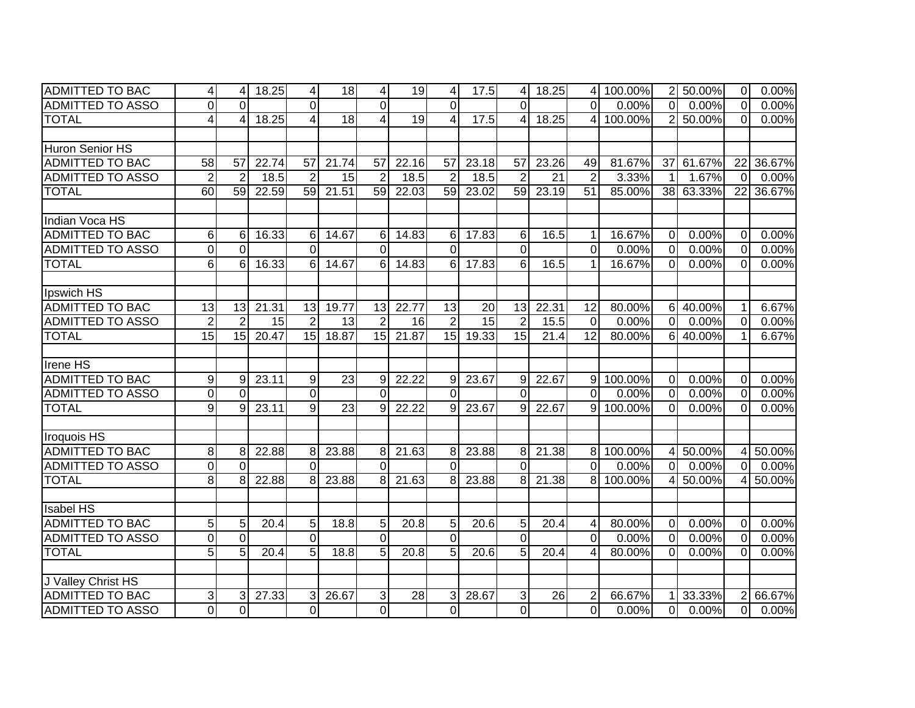| | | | | | | | | | | | | | | | | | |
|---|---|---|---|---|---|---|---|---|---|---|---|---|---|---|---|---|---|
| ADMITTED TO BAC | 4 | 4 | 18.25 | 4 | 18 | 4 | 19 | 4 | 17.5 | 4 | 18.25 | 4 | 100.00% | 2 | 50.00% | 0 | 0.00% |
| ADMITTED TO ASSO | 0 | 0 | | 0 | | 0 | | 0 | | 0 | | 0 | 0.00% | 0 | 0.00% | 0 | 0.00% |
| TOTAL | 4 | 4 | 18.25 | 4 | 18 | 4 | 19 | 4 | 17.5 | 4 | 18.25 | 4 | 100.00% | 2 | 50.00% | 0 | 0.00% |
| | | | | | | | | | | | | | | | | | |
| Huron Senior HS | | | | | | | | | | | | | | | | | |
| ADMITTED TO BAC | 58 | 57 | 22.74 | 57 | 21.74 | 57 | 22.16 | 57 | 23.18 | 57 | 23.26 | 49 | 81.67% | 37 | 61.67% | 22 | 36.67% |
| ADMITTED TO ASSO | 2 | 2 | 18.5 | 2 | 15 | 2 | 18.5 | 2 | 18.5 | 2 | 21 | 2 | 3.33% | 1 | 1.67% | 0 | 0.00% |
| TOTAL | 60 | 59 | 22.59 | 59 | 21.51 | 59 | 22.03 | 59 | 23.02 | 59 | 23.19 | 51 | 85.00% | 38 | 63.33% | 22 | 36.67% |
| | | | | | | | | | | | | | | | | | |
| Indian Voca HS | | | | | | | | | | | | | | | | | |
| ADMITTED TO BAC | 6 | 6 | 16.33 | 6 | 14.67 | 6 | 14.83 | 6 | 17.83 | 6 | 16.5 | 1 | 16.67% | 0 | 0.00% | 0 | 0.00% |
| ADMITTED TO ASSO | 0 | 0 | | 0 | | 0 | | 0 | | 0 | | 0 | 0.00% | 0 | 0.00% | 0 | 0.00% |
| TOTAL | 6 | 6 | 16.33 | 6 | 14.67 | 6 | 14.83 | 6 | 17.83 | 6 | 16.5 | 1 | 16.67% | 0 | 0.00% | 0 | 0.00% |
| | | | | | | | | | | | | | | | | | |
| Ipswich HS | | | | | | | | | | | | | | | | | |
| ADMITTED TO BAC | 13 | 13 | 21.31 | 13 | 19.77 | 13 | 22.77 | 13 | 20 | 13 | 22.31 | 12 | 80.00% | 6 | 40.00% | 1 | 6.67% |
| ADMITTED TO ASSO | 2 | 2 | 15 | 2 | 13 | 2 | 16 | 2 | 15 | 2 | 15.5 | 0 | 0.00% | 0 | 0.00% | 0 | 0.00% |
| TOTAL | 15 | 15 | 20.47 | 15 | 18.87 | 15 | 21.87 | 15 | 19.33 | 15 | 21.4 | 12 | 80.00% | 6 | 40.00% | 1 | 6.67% |
| | | | | | | | | | | | | | | | | | |
| Irene HS | | | | | | | | | | | | | | | | | |
| ADMITTED TO BAC | 9 | 9 | 23.11 | 9 | 23 | 9 | 22.22 | 9 | 23.67 | 9 | 22.67 | 9 | 100.00% | 0 | 0.00% | 0 | 0.00% |
| ADMITTED TO ASSO | 0 | 0 | | 0 | | 0 | | 0 | | 0 | | 0 | 0.00% | 0 | 0.00% | 0 | 0.00% |
| TOTAL | 9 | 9 | 23.11 | 9 | 23 | 9 | 22.22 | 9 | 23.67 | 9 | 22.67 | 9 | 100.00% | 0 | 0.00% | 0 | 0.00% |
| | | | | | | | | | | | | | | | | | |
| Iroquois HS | | | | | | | | | | | | | | | | | |
| ADMITTED TO BAC | 8 | 8 | 22.88 | 8 | 23.88 | 8 | 21.63 | 8 | 23.88 | 8 | 21.38 | 8 | 100.00% | 4 | 50.00% | 4 | 50.00% |
| ADMITTED TO ASSO | 0 | 0 | | 0 | | 0 | | 0 | | 0 | | 0 | 0.00% | 0 | 0.00% | 0 | 0.00% |
| TOTAL | 8 | 8 | 22.88 | 8 | 23.88 | 8 | 21.63 | 8 | 23.88 | 8 | 21.38 | 8 | 100.00% | 4 | 50.00% | 4 | 50.00% |
| | | | | | | | | | | | | | | | | | |
| Isabel HS | | | | | | | | | | | | | | | | | |
| ADMITTED TO BAC | 5 | 5 | 20.4 | 5 | 18.8 | 5 | 20.8 | 5 | 20.6 | 5 | 20.4 | 4 | 80.00% | 0 | 0.00% | 0 | 0.00% |
| ADMITTED TO ASSO | 0 | 0 | | 0 | | 0 | | 0 | | 0 | | 0 | 0.00% | 0 | 0.00% | 0 | 0.00% |
| TOTAL | 5 | 5 | 20.4 | 5 | 18.8 | 5 | 20.8 | 5 | 20.6 | 5 | 20.4 | 4 | 80.00% | 0 | 0.00% | 0 | 0.00% |
| | | | | | | | | | | | | | | | | | |
| J Valley Christ HS | | | | | | | | | | | | | | | | | |
| ADMITTED TO BAC | 3 | 3 | 27.33 | 3 | 26.67 | 3 | 28 | 3 | 28.67 | 3 | 26 | 2 | 66.67% | 1 | 33.33% | 2 | 66.67% |
| ADMITTED TO ASSO | 0 | 0 | | 0 | | 0 | | 0 | | 0 | | 0 | 0.00% | 0 | 0.00% | 0 | 0.00% |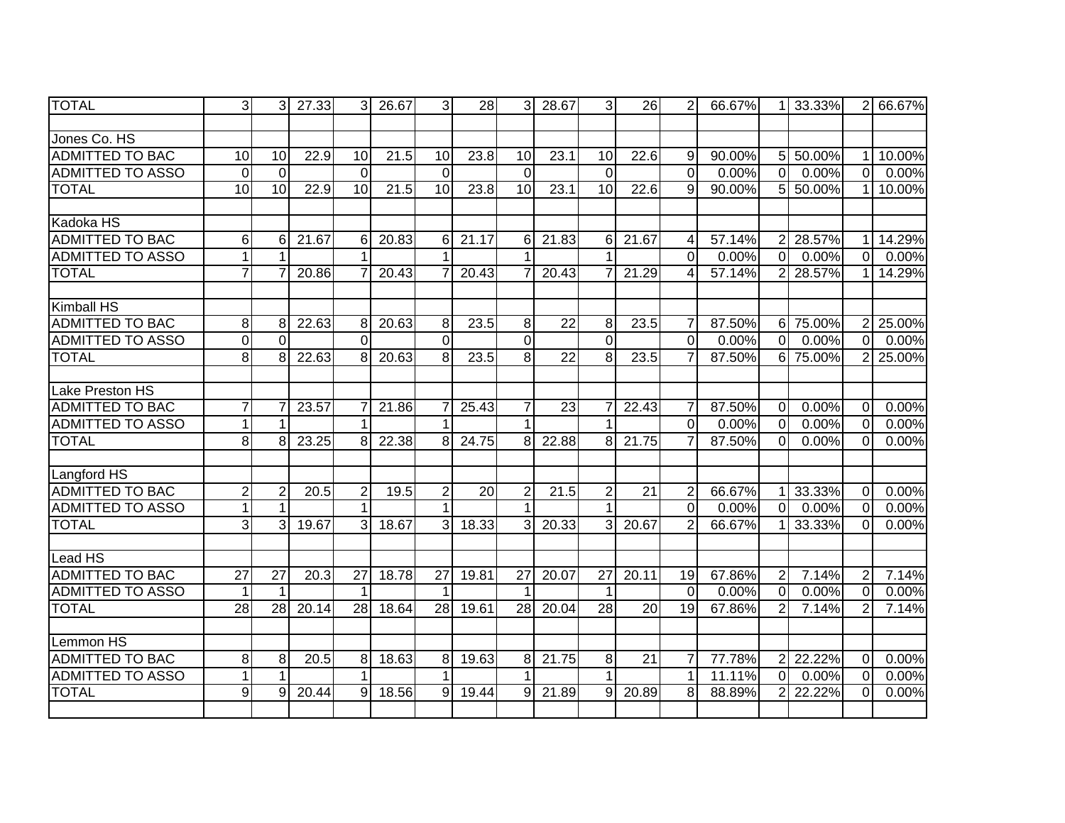| | | | | | | | | | | | | | | | | | | |
|---|---|---|---|---|---|---|---|---|---|---|---|---|---|---|---|---|---|---|
| TOTAL | 3 | 3 | 27.33 | 3 | 26.67 | 3 | 28 | 3 | 28.67 | 3 | 26 | 2 | 66.67% | 1 | 33.33% | 2 | 66.67% |
| | | | | | | | | | | | | | | | | | |
| Jones Co. HS | | | | | | | | | | | | | | | | | |
| ADMITTED TO BAC | 10 | 10 | 22.9 | 10 | 21.5 | 10 | 23.8 | 10 | 23.1 | 10 | 22.6 | 9 | 90.00% | 5 | 50.00% | 1 | 10.00% |
| ADMITTED TO ASSO | 0 | 0 | | 0 | | 0 | | 0 | | 0 | | 0 | 0.00% | 0 | 0.00% | 0 | 0.00% |
| TOTAL | 10 | 10 | 22.9 | 10 | 21.5 | 10 | 23.8 | 10 | 23.1 | 10 | 22.6 | 9 | 90.00% | 5 | 50.00% | 1 | 10.00% |
| | | | | | | | | | | | | | | | | | |
| Kadoka HS | | | | | | | | | | | | | | | | | |
| ADMITTED TO BAC | 6 | 6 | 21.67 | 6 | 20.83 | 6 | 21.17 | 6 | 21.83 | 6 | 21.67 | 4 | 57.14% | 2 | 28.57% | 1 | 14.29% |
| ADMITTED TO ASSO | 1 | 1 | | 1 | | 1 | | 1 | | 1 | | 0 | 0.00% | 0 | 0.00% | 0 | 0.00% |
| TOTAL | 7 | 7 | 20.86 | 7 | 20.43 | 7 | 20.43 | 7 | 20.43 | 7 | 21.29 | 4 | 57.14% | 2 | 28.57% | 1 | 14.29% |
| | | | | | | | | | | | | | | | | | |
| Kimball HS | | | | | | | | | | | | | | | | | |
| ADMITTED TO BAC | 8 | 8 | 22.63 | 8 | 20.63 | 8 | 23.5 | 8 | 22 | 8 | 23.5 | 7 | 87.50% | 6 | 75.00% | 2 | 25.00% |
| ADMITTED TO ASSO | 0 | 0 | | 0 | | 0 | | 0 | | 0 | | 0 | 0.00% | 0 | 0.00% | 0 | 0.00% |
| TOTAL | 8 | 8 | 22.63 | 8 | 20.63 | 8 | 23.5 | 8 | 22 | 8 | 23.5 | 7 | 87.50% | 6 | 75.00% | 2 | 25.00% |
| | | | | | | | | | | | | | | | | | |
| Lake Preston HS | | | | | | | | | | | | | | | | | |
| ADMITTED TO BAC | 7 | 7 | 23.57 | 7 | 21.86 | 7 | 25.43 | 7 | 23 | 7 | 22.43 | 7 | 87.50% | 0 | 0.00% | 0 | 0.00% |
| ADMITTED TO ASSO | 1 | 1 | | 1 | | 1 | | 1 | | 1 | | 0 | 0.00% | 0 | 0.00% | 0 | 0.00% |
| TOTAL | 8 | 8 | 23.25 | 8 | 22.38 | 8 | 24.75 | 8 | 22.88 | 8 | 21.75 | 7 | 87.50% | 0 | 0.00% | 0 | 0.00% |
| | | | | | | | | | | | | | | | | | |
| Langford HS | | | | | | | | | | | | | | | | | |
| ADMITTED TO BAC | 2 | 2 | 20.5 | 2 | 19.5 | 2 | 20 | 2 | 21.5 | 2 | 21 | 2 | 66.67% | 1 | 33.33% | 0 | 0.00% |
| ADMITTED TO ASSO | 1 | 1 | | 1 | | 1 | | 1 | | 1 | | 0 | 0.00% | 0 | 0.00% | 0 | 0.00% |
| TOTAL | 3 | 3 | 19.67 | 3 | 18.67 | 3 | 18.33 | 3 | 20.33 | 3 | 20.67 | 2 | 66.67% | 1 | 33.33% | 0 | 0.00% |
| | | | | | | | | | | | | | | | | | |
| Lead HS | | | | | | | | | | | | | | | | | |
| ADMITTED TO BAC | 27 | 27 | 20.3 | 27 | 18.78 | 27 | 19.81 | 27 | 20.07 | 27 | 20.11 | 19 | 67.86% | 2 | 7.14% | 2 | 7.14% |
| ADMITTED TO ASSO | 1 | 1 | | 1 | | 1 | | 1 | | 1 | | 0 | 0.00% | 0 | 0.00% | 0 | 0.00% |
| TOTAL | 28 | 28 | 20.14 | 28 | 18.64 | 28 | 19.61 | 28 | 20.04 | 28 | 20 | 19 | 67.86% | 2 | 7.14% | 2 | 7.14% |
| | | | | | | | | | | | | | | | | | |
| Lemmon HS | | | | | | | | | | | | | | | | | |
| ADMITTED TO BAC | 8 | 8 | 20.5 | 8 | 18.63 | 8 | 19.63 | 8 | 21.75 | 8 | 21 | 7 | 77.78% | 2 | 22.22% | 0 | 0.00% |
| ADMITTED TO ASSO | 1 | 1 | | 1 | | 1 | | 1 | | 1 | | 1 | 11.11% | 0 | 0.00% | 0 | 0.00% |
| TOTAL | 9 | 9 | 20.44 | 9 | 18.56 | 9 | 19.44 | 9 | 21.89 | 9 | 20.89 | 8 | 88.89% | 2 | 22.22% | 0 | 0.00% |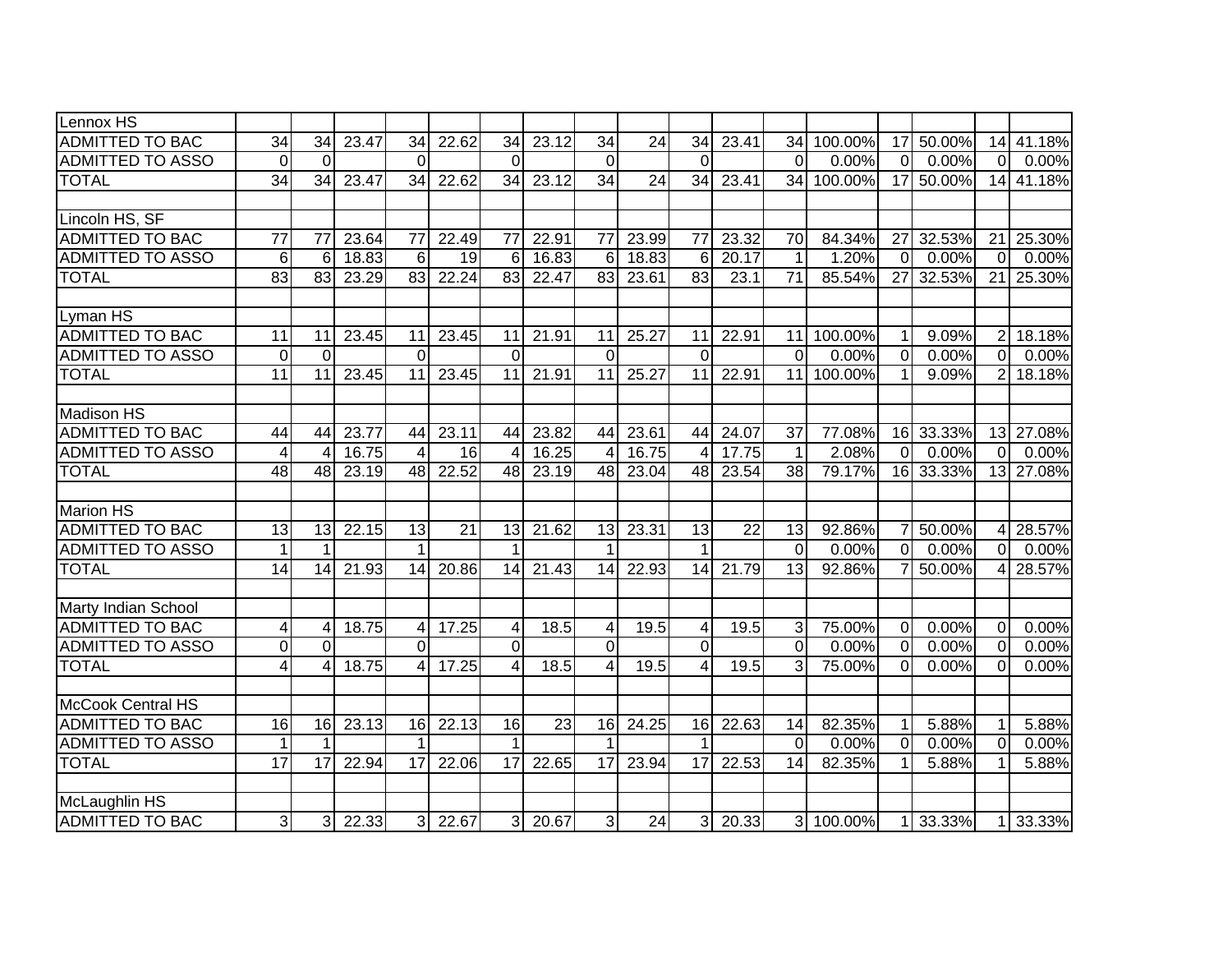| | | | | | | | | | | | | | | | | | |
|---|---|---|---|---|---|---|---|---|---|---|---|---|---|---|---|---|---|
| Lennox HS | | | | | | | | | | | | | | | | | |
| ADMITTED TO BAC | 34 | 34 | 23.47 | 34 | 22.62 | 34 | 23.12 | 34 | 24 | 34 | 23.41 | 34 | 100.00% | 17 | 50.00% | 14 | 41.18% |
| ADMITTED TO ASSO | 0 | 0 | | 0 | | 0 | | 0 | | 0 | | 0 | 0.00% | 0 | 0.00% | 0 | 0.00% |
| TOTAL | 34 | 34 | 23.47 | 34 | 22.62 | 34 | 23.12 | 34 | 24 | 34 | 23.41 | 34 | 100.00% | 17 | 50.00% | 14 | 41.18% |
| | | | | | | | | | | | | | | | | | |
| Lincoln HS, SF | | | | | | | | | | | | | | | | | |
| ADMITTED TO BAC | 77 | 77 | 23.64 | 77 | 22.49 | 77 | 22.91 | 77 | 23.99 | 77 | 23.32 | 70 | 84.34% | 27 | 32.53% | 21 | 25.30% |
| ADMITTED TO ASSO | 6 | 6 | 18.83 | 6 | 19 | 6 | 16.83 | 6 | 18.83 | 6 | 20.17 | 1 | 1.20% | 0 | 0.00% | 0 | 0.00% |
| TOTAL | 83 | 83 | 23.29 | 83 | 22.24 | 83 | 22.47 | 83 | 23.61 | 83 | 23.1 | 71 | 85.54% | 27 | 32.53% | 21 | 25.30% |
| | | | | | | | | | | | | | | | | | |
| Lyman HS | | | | | | | | | | | | | | | | | |
| ADMITTED TO BAC | 11 | 11 | 23.45 | 11 | 23.45 | 11 | 21.91 | 11 | 25.27 | 11 | 22.91 | 11 | 100.00% | 1 | 9.09% | 2 | 18.18% |
| ADMITTED TO ASSO | 0 | 0 | | 0 | | 0 | | 0 | | 0 | | 0 | 0.00% | 0 | 0.00% | 0 | 0.00% |
| TOTAL | 11 | 11 | 23.45 | 11 | 23.45 | 11 | 21.91 | 11 | 25.27 | 11 | 22.91 | 11 | 100.00% | 1 | 9.09% | 2 | 18.18% |
| | | | | | | | | | | | | | | | | | |
| Madison HS | | | | | | | | | | | | | | | | | |
| ADMITTED TO BAC | 44 | 44 | 23.77 | 44 | 23.11 | 44 | 23.82 | 44 | 23.61 | 44 | 24.07 | 37 | 77.08% | 16 | 33.33% | 13 | 27.08% |
| ADMITTED TO ASSO | 4 | 4 | 16.75 | 4 | 16 | 4 | 16.25 | 4 | 16.75 | 4 | 17.75 | 1 | 2.08% | 0 | 0.00% | 0 | 0.00% |
| TOTAL | 48 | 48 | 23.19 | 48 | 22.52 | 48 | 23.19 | 48 | 23.04 | 48 | 23.54 | 38 | 79.17% | 16 | 33.33% | 13 | 27.08% |
| | | | | | | | | | | | | | | | | | |
| Marion HS | | | | | | | | | | | | | | | | | |
| ADMITTED TO BAC | 13 | 13 | 22.15 | 13 | 21 | 13 | 21.62 | 13 | 23.31 | 13 | 22 | 13 | 92.86% | 7 | 50.00% | 4 | 28.57% |
| ADMITTED TO ASSO | 1 | 1 | | 1 | | 1 | | 1 | | 1 | | 0 | 0.00% | 0 | 0.00% | 0 | 0.00% |
| TOTAL | 14 | 14 | 21.93 | 14 | 20.86 | 14 | 21.43 | 14 | 22.93 | 14 | 21.79 | 13 | 92.86% | 7 | 50.00% | 4 | 28.57% |
| | | | | | | | | | | | | | | | | | |
| Marty Indian School | | | | | | | | | | | | | | | | | |
| ADMITTED TO BAC | 4 | 4 | 18.75 | 4 | 17.25 | 4 | 18.5 | 4 | 19.5 | 4 | 19.5 | 3 | 75.00% | 0 | 0.00% | 0 | 0.00% |
| ADMITTED TO ASSO | 0 | 0 | | 0 | | 0 | | 0 | | 0 | | 0 | 0.00% | 0 | 0.00% | 0 | 0.00% |
| TOTAL | 4 | 4 | 18.75 | 4 | 17.25 | 4 | 18.5 | 4 | 19.5 | 4 | 19.5 | 3 | 75.00% | 0 | 0.00% | 0 | 0.00% |
| | | | | | | | | | | | | | | | | | |
| McCook Central HS | | | | | | | | | | | | | | | | | |
| ADMITTED TO BAC | 16 | 16 | 23.13 | 16 | 22.13 | 16 | 23 | 16 | 24.25 | 16 | 22.63 | 14 | 82.35% | 1 | 5.88% | 1 | 5.88% |
| ADMITTED TO ASSO | 1 | 1 | | 1 | | 1 | | 1 | | 1 | | 0 | 0.00% | 0 | 0.00% | 0 | 0.00% |
| TOTAL | 17 | 17 | 22.94 | 17 | 22.06 | 17 | 22.65 | 17 | 23.94 | 17 | 22.53 | 14 | 82.35% | 1 | 5.88% | 1 | 5.88% |
| | | | | | | | | | | | | | | | | | |
| McLaughlin HS | | | | | | | | | | | | | | | | | |
| ADMITTED TO BAC | 3 | 3 | 22.33 | 3 | 22.67 | 3 | 20.67 | 3 | 24 | 3 | 20.33 | 3 | 100.00% | 1 | 33.33% | 1 | 33.33% |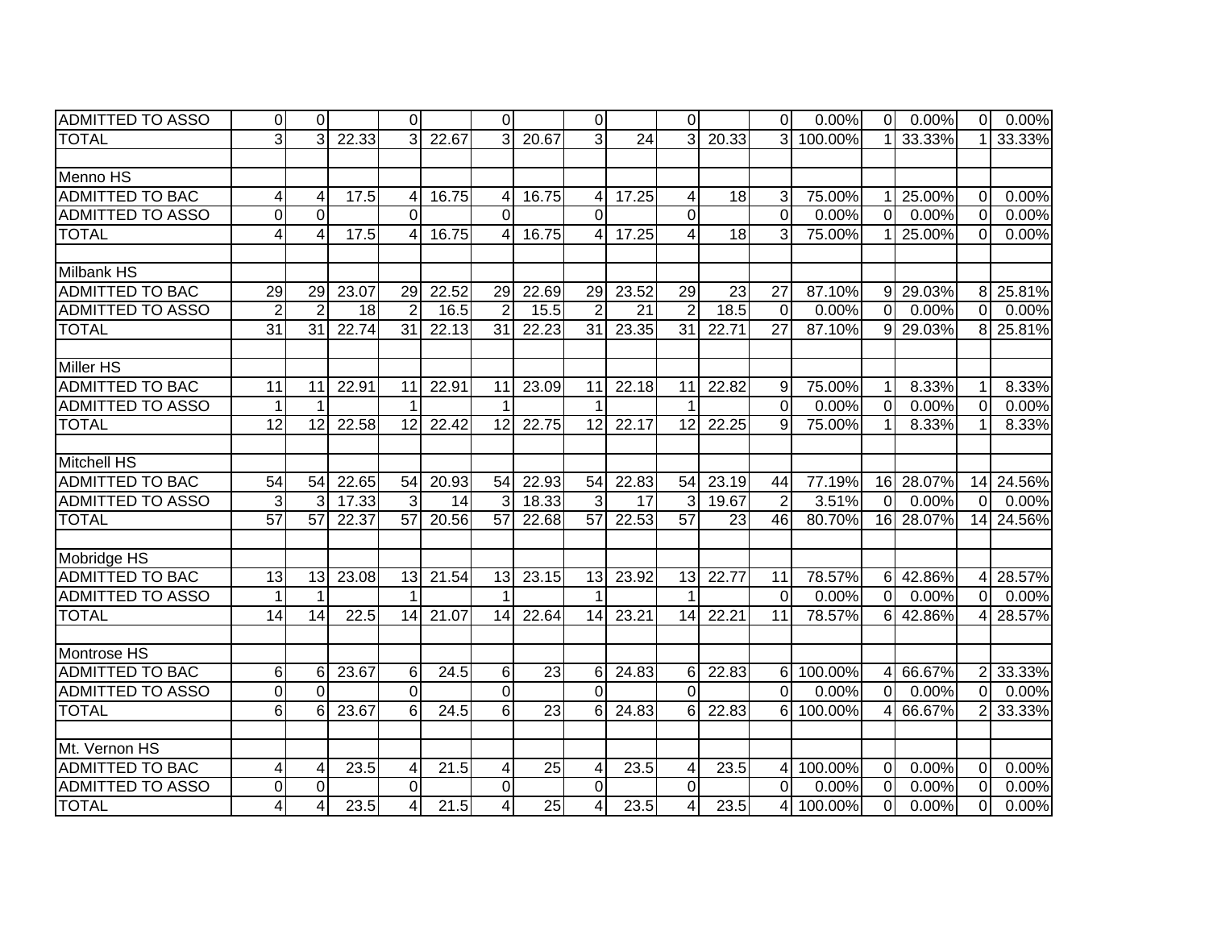| | | | | | | | | | | | | | | | | | |
|---|---|---|---|---|---|---|---|---|---|---|---|---|---|---|---|---|---|
| ADMITTED TO ASSO | 0 | 0 | | 0 | | 0 | | 0 | | 0 | | 0 | 0.00% | 0 | 0.00% | 0 | 0.00% |
| TOTAL | 3 | 3 | 22.33 | 3 | 22.67 | 3 | 20.67 | 3 | 24 | 3 | 20.33 | 3 | 100.00% | 1 | 33.33% | 1 | 33.33% |
| | | | | | | | | | | | | | | | | | |
| Menno HS | | | | | | | | | | | | | | | | | |
| ADMITTED TO BAC | 4 | 4 | 17.5 | 4 | 16.75 | 4 | 16.75 | 4 | 17.25 | 4 | 18 | 3 | 75.00% | 1 | 25.00% | 0 | 0.00% |
| ADMITTED TO ASSO | 0 | 0 | | 0 | | 0 | | 0 | | 0 | | 0 | 0.00% | 0 | 0.00% | 0 | 0.00% |
| TOTAL | 4 | 4 | 17.5 | 4 | 16.75 | 4 | 16.75 | 4 | 17.25 | 4 | 18 | 3 | 75.00% | 1 | 25.00% | 0 | 0.00% |
| | | | | | | | | | | | | | | | | | |
| Milbank HS | | | | | | | | | | | | | | | | | |
| ADMITTED TO BAC | 29 | 29 | 23.07 | 29 | 22.52 | 29 | 22.69 | 29 | 23.52 | 29 | 23 | 27 | 87.10% | 9 | 29.03% | 8 | 25.81% |
| ADMITTED TO ASSO | 2 | 2 | 18 | 2 | 16.5 | 2 | 15.5 | 2 | 21 | 2 | 18.5 | 0 | 0.00% | 0 | 0.00% | 0 | 0.00% |
| TOTAL | 31 | 31 | 22.74 | 31 | 22.13 | 31 | 22.23 | 31 | 23.35 | 31 | 22.71 | 27 | 87.10% | 9 | 29.03% | 8 | 25.81% |
| | | | | | | | | | | | | | | | | | |
| Miller HS | | | | | | | | | | | | | | | | | |
| ADMITTED TO BAC | 11 | 11 | 22.91 | 11 | 22.91 | 11 | 23.09 | 11 | 22.18 | 11 | 22.82 | 9 | 75.00% | 1 | 8.33% | 1 | 8.33% |
| ADMITTED TO ASSO | 1 | 1 | | 1 | | 1 | | 1 | | 1 | | 0 | 0.00% | 0 | 0.00% | 0 | 0.00% |
| TOTAL | 12 | 12 | 22.58 | 12 | 22.42 | 12 | 22.75 | 12 | 22.17 | 12 | 22.25 | 9 | 75.00% | 1 | 8.33% | 1 | 8.33% |
| | | | | | | | | | | | | | | | | | |
| Mitchell HS | | | | | | | | | | | | | | | | | |
| ADMITTED TO BAC | 54 | 54 | 22.65 | 54 | 20.93 | 54 | 22.93 | 54 | 22.83 | 54 | 23.19 | 44 | 77.19% | 16 | 28.07% | 14 | 24.56% |
| ADMITTED TO ASSO | 3 | 3 | 17.33 | 3 | 14 | 3 | 18.33 | 3 | 17 | 3 | 19.67 | 2 | 3.51% | 0 | 0.00% | 0 | 0.00% |
| TOTAL | 57 | 57 | 22.37 | 57 | 20.56 | 57 | 22.68 | 57 | 22.53 | 57 | 23 | 46 | 80.70% | 16 | 28.07% | 14 | 24.56% |
| | | | | | | | | | | | | | | | | | |
| Mobridge HS | | | | | | | | | | | | | | | | | |
| ADMITTED TO BAC | 13 | 13 | 23.08 | 13 | 21.54 | 13 | 23.15 | 13 | 23.92 | 13 | 22.77 | 11 | 78.57% | 6 | 42.86% | 4 | 28.57% |
| ADMITTED TO ASSO | 1 | 1 | | 1 | | 1 | | 1 | | 1 | | 0 | 0.00% | 0 | 0.00% | 0 | 0.00% |
| TOTAL | 14 | 14 | 22.5 | 14 | 21.07 | 14 | 22.64 | 14 | 23.21 | 14 | 22.21 | 11 | 78.57% | 6 | 42.86% | 4 | 28.57% |
| | | | | | | | | | | | | | | | | | |
| Montrose HS | | | | | | | | | | | | | | | | | |
| ADMITTED TO BAC | 6 | 6 | 23.67 | 6 | 24.5 | 6 | 23 | 6 | 24.83 | 6 | 22.83 | 6 | 100.00% | 4 | 66.67% | 2 | 33.33% |
| ADMITTED TO ASSO | 0 | 0 | | 0 | | 0 | | 0 | | 0 | | 0 | 0.00% | 0 | 0.00% | 0 | 0.00% |
| TOTAL | 6 | 6 | 23.67 | 6 | 24.5 | 6 | 23 | 6 | 24.83 | 6 | 22.83 | 6 | 100.00% | 4 | 66.67% | 2 | 33.33% |
| | | | | | | | | | | | | | | | | | |
| Mt. Vernon HS | | | | | | | | | | | | | | | | | |
| ADMITTED TO BAC | 4 | 4 | 23.5 | 4 | 21.5 | 4 | 25 | 4 | 23.5 | 4 | 23.5 | 4 | 100.00% | 0 | 0.00% | 0 | 0.00% |
| ADMITTED TO ASSO | 0 | 0 | | 0 | | 0 | | 0 | | 0 | | 0 | 0.00% | 0 | 0.00% | 0 | 0.00% |
| TOTAL | 4 | 4 | 23.5 | 4 | 21.5 | 4 | 25 | 4 | 23.5 | 4 | 23.5 | 4 | 100.00% | 0 | 0.00% | 0 | 0.00% |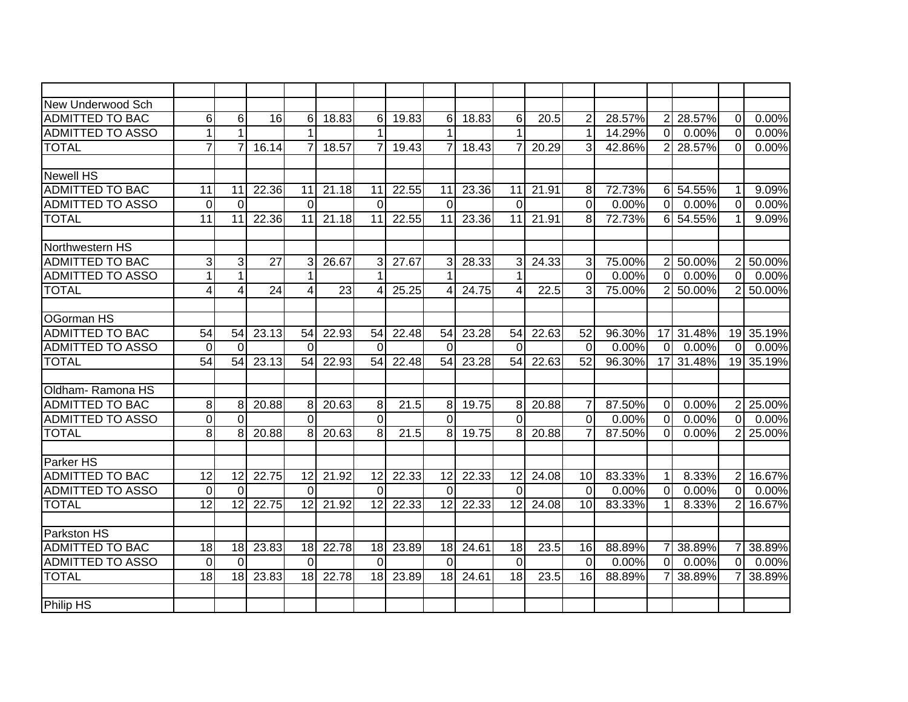| | | | | | | | | | | | | | | | | | |
|---|---|---|---|---|---|---|---|---|---|---|---|---|---|---|---|---|---|
| New Underwood Sch | | | | | | | | | | | | | | | | | |
| ADMITTED TO BAC | 6 | 6 | 16 | 6 | 18.83 | 6 | 19.83 | 6 | 18.83 | 6 | 20.5 | 2 | 28.57% | 2 | 28.57% | 0 | 0.00% |
| ADMITTED TO ASSO | 1 | 1 | | 1 | | 1 | | 1 | | 1 | | 1 | 14.29% | 0 | 0.00% | 0 | 0.00% |
| TOTAL | 7 | 7 | 16.14 | 7 | 18.57 | 7 | 19.43 | 7 | 18.43 | 7 | 20.29 | 3 | 42.86% | 2 | 28.57% | 0 | 0.00% |
| | | | | | | | | | | | | | | | | | |
| Newell HS | | | | | | | | | | | | | | | | | |
| ADMITTED TO BAC | 11 | 11 | 22.36 | 11 | 21.18 | 11 | 22.55 | 11 | 23.36 | 11 | 21.91 | 8 | 72.73% | 6 | 54.55% | 1 | 9.09% |
| ADMITTED TO ASSO | 0 | 0 | | 0 | | 0 | | 0 | | 0 | | 0 | 0.00% | 0 | 0.00% | 0 | 0.00% |
| TOTAL | 11 | 11 | 22.36 | 11 | 21.18 | 11 | 22.55 | 11 | 23.36 | 11 | 21.91 | 8 | 72.73% | 6 | 54.55% | 1 | 9.09% |
| | | | | | | | | | | | | | | | | | |
| Northwestern HS | | | | | | | | | | | | | | | | | |
| ADMITTED TO BAC | 3 | 3 | 27 | 3 | 26.67 | 3 | 27.67 | 3 | 28.33 | 3 | 24.33 | 3 | 75.00% | 2 | 50.00% | 2 | 50.00% |
| ADMITTED TO ASSO | 1 | 1 | | 1 | | 1 | | 1 | | 1 | | 0 | 0.00% | 0 | 0.00% | 0 | 0.00% |
| TOTAL | 4 | 4 | 24 | 4 | 23 | 4 | 25.25 | 4 | 24.75 | 4 | 22.5 | 3 | 75.00% | 2 | 50.00% | 2 | 50.00% |
| | | | | | | | | | | | | | | | | | |
| OGorman HS | | | | | | | | | | | | | | | | | |
| ADMITTED TO BAC | 54 | 54 | 23.13 | 54 | 22.93 | 54 | 22.48 | 54 | 23.28 | 54 | 22.63 | 52 | 96.30% | 17 | 31.48% | 19 | 35.19% |
| ADMITTED TO ASSO | 0 | 0 | | 0 | | 0 | | 0 | | 0 | | 0 | 0.00% | 0 | 0.00% | 0 | 0.00% |
| TOTAL | 54 | 54 | 23.13 | 54 | 22.93 | 54 | 22.48 | 54 | 23.28 | 54 | 22.63 | 52 | 96.30% | 17 | 31.48% | 19 | 35.19% |
| | | | | | | | | | | | | | | | | | |
| Oldham- Ramona HS | | | | | | | | | | | | | | | | | |
| ADMITTED TO BAC | 8 | 8 | 20.88 | 8 | 20.63 | 8 | 21.5 | 8 | 19.75 | 8 | 20.88 | 7 | 87.50% | 0 | 0.00% | 2 | 25.00% |
| ADMITTED TO ASSO | 0 | 0 | | 0 | | 0 | | 0 | | 0 | | 0 | 0.00% | 0 | 0.00% | 0 | 0.00% |
| TOTAL | 8 | 8 | 20.88 | 8 | 20.63 | 8 | 21.5 | 8 | 19.75 | 8 | 20.88 | 7 | 87.50% | 0 | 0.00% | 2 | 25.00% |
| | | | | | | | | | | | | | | | | | |
| Parker HS | | | | | | | | | | | | | | | | | |
| ADMITTED TO BAC | 12 | 12 | 22.75 | 12 | 21.92 | 12 | 22.33 | 12 | 22.33 | 12 | 24.08 | 10 | 83.33% | 1 | 8.33% | 2 | 16.67% |
| ADMITTED TO ASSO | 0 | 0 | | 0 | | 0 | | 0 | | 0 | | 0 | 0.00% | 0 | 0.00% | 0 | 0.00% |
| TOTAL | 12 | 12 | 22.75 | 12 | 21.92 | 12 | 22.33 | 12 | 22.33 | 12 | 24.08 | 10 | 83.33% | 1 | 8.33% | 2 | 16.67% |
| | | | | | | | | | | | | | | | | | |
| Parkston HS | | | | | | | | | | | | | | | | | |
| ADMITTED TO BAC | 18 | 18 | 23.83 | 18 | 22.78 | 18 | 23.89 | 18 | 24.61 | 18 | 23.5 | 16 | 88.89% | 7 | 38.89% | 7 | 38.89% |
| ADMITTED TO ASSO | 0 | 0 | | 0 | | 0 | | 0 | | 0 | | 0 | 0.00% | 0 | 0.00% | 0 | 0.00% |
| TOTAL | 18 | 18 | 23.83 | 18 | 22.78 | 18 | 23.89 | 18 | 24.61 | 18 | 23.5 | 16 | 88.89% | 7 | 38.89% | 7 | 38.89% |
| | | | | | | | | | | | | | | | | | |
| Philip HS | | | | | | | | | | | | | | | | | |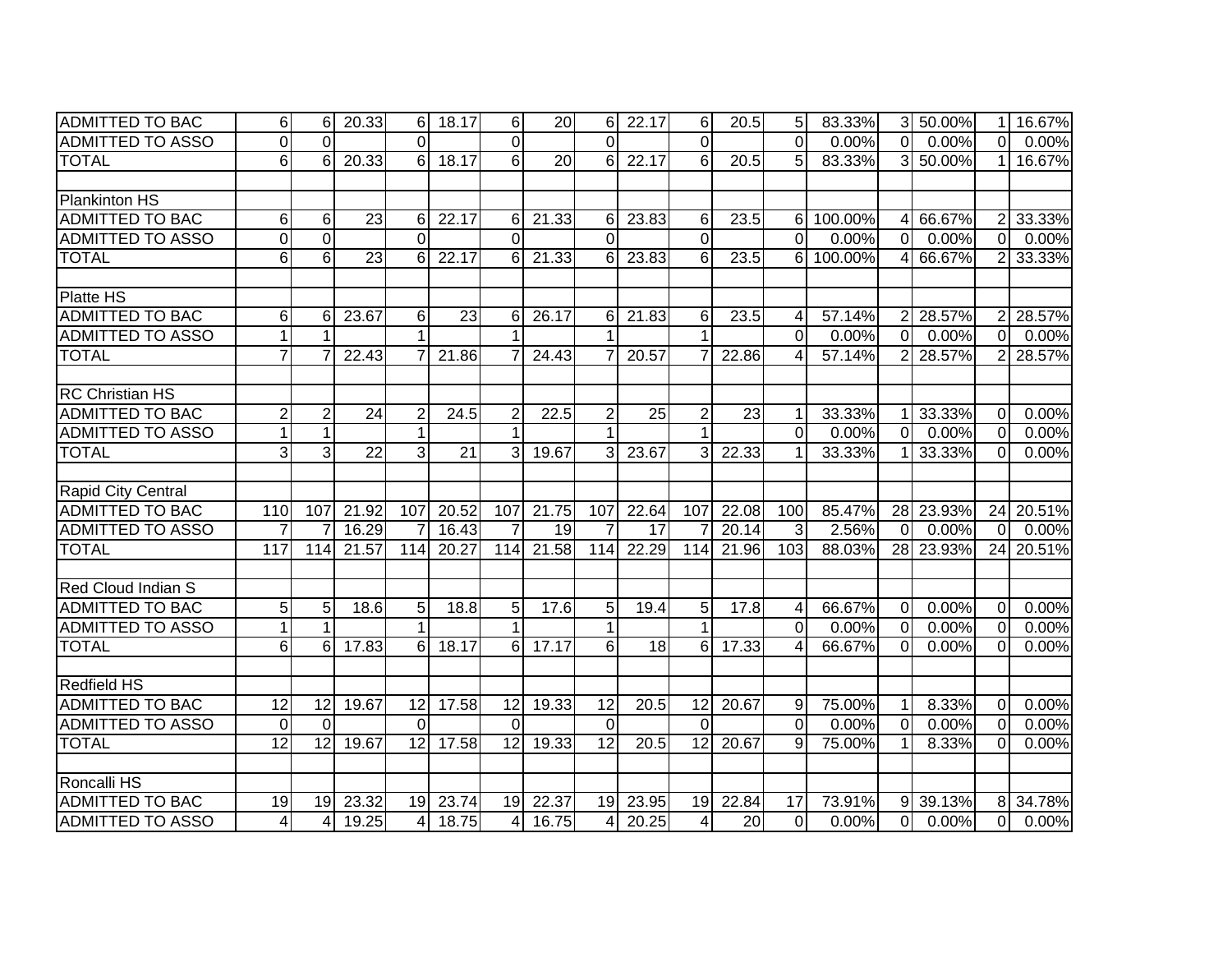| | | | | | | | | | | | | | | | | | | |
|---|---|---|---|---|---|---|---|---|---|---|---|---|---|---|---|---|---|---|
| ADMITTED TO BAC | 6 | 6 | 20.33 | 6 | 18.17 | 6 | 20 | 6 | 22.17 | 6 | 20.5 | 5 | 83.33% | 3 | 50.00% | 1 | 16.67% |
| ADMITTED TO ASSO | 0 | 0 | | 0 | | 0 | | 0 | | 0 | | 0 | 0.00% | 0 | 0.00% | 0 | 0.00% |
| TOTAL | 6 | 6 | 20.33 | 6 | 18.17 | 6 | 20 | 6 | 22.17 | 6 | 20.5 | 5 | 83.33% | 3 | 50.00% | 1 | 16.67% |
| | | | | | | | | | | | | | | | | | |
| Plankinton HS | | | | | | | | | | | | | | | | | |
| ADMITTED TO BAC | 6 | 6 | 23 | 6 | 22.17 | 6 | 21.33 | 6 | 23.83 | 6 | 23.5 | 6 | 100.00% | 4 | 66.67% | 2 | 33.33% |
| ADMITTED TO ASSO | 0 | 0 | | 0 | | 0 | | 0 | | 0 | | 0 | 0.00% | 0 | 0.00% | 0 | 0.00% |
| TOTAL | 6 | 6 | 23 | 6 | 22.17 | 6 | 21.33 | 6 | 23.83 | 6 | 23.5 | 6 | 100.00% | 4 | 66.67% | 2 | 33.33% |
| | | | | | | | | | | | | | | | | | |
| Platte HS | | | | | | | | | | | | | | | | | |
| ADMITTED TO BAC | 6 | 6 | 23.67 | 6 | 23 | 6 | 26.17 | 6 | 21.83 | 6 | 23.5 | 4 | 57.14% | 2 | 28.57% | 2 | 28.57% |
| ADMITTED TO ASSO | 1 | 1 | | 1 | | 1 | | 1 | | 1 | | 0 | 0.00% | 0 | 0.00% | 0 | 0.00% |
| TOTAL | 7 | 7 | 22.43 | 7 | 21.86 | 7 | 24.43 | 7 | 20.57 | 7 | 22.86 | 4 | 57.14% | 2 | 28.57% | 2 | 28.57% |
| | | | | | | | | | | | | | | | | | |
| RC Christian HS | | | | | | | | | | | | | | | | | |
| ADMITTED TO BAC | 2 | 2 | 24 | 2 | 24.5 | 2 | 22.5 | 2 | 25 | 2 | 23 | 1 | 33.33% | 1 | 33.33% | 0 | 0.00% |
| ADMITTED TO ASSO | 1 | 1 | | 1 | | 1 | | 1 | | 1 | | 0 | 0.00% | 0 | 0.00% | 0 | 0.00% |
| TOTAL | 3 | 3 | 22 | 3 | 21 | 3 | 19.67 | 3 | 23.67 | 3 | 22.33 | 1 | 33.33% | 1 | 33.33% | 0 | 0.00% |
| | | | | | | | | | | | | | | | | | |
| Rapid City Central | | | | | | | | | | | | | | | | | |
| ADMITTED TO BAC | 110 | 107 | 21.92 | 107 | 20.52 | 107 | 21.75 | 107 | 22.64 | 107 | 22.08 | 100 | 85.47% | 28 | 23.93% | 24 | 20.51% |
| ADMITTED TO ASSO | 7 | 7 | 16.29 | 7 | 16.43 | 7 | 19 | 7 | 17 | 7 | 20.14 | 3 | 2.56% | 0 | 0.00% | 0 | 0.00% |
| TOTAL | 117 | 114 | 21.57 | 114 | 20.27 | 114 | 21.58 | 114 | 22.29 | 114 | 21.96 | 103 | 88.03% | 28 | 23.93% | 24 | 20.51% |
| | | | | | | | | | | | | | | | | | |
| Red Cloud Indian S | | | | | | | | | | | | | | | | | |
| ADMITTED TO BAC | 5 | 5 | 18.6 | 5 | 18.8 | 5 | 17.6 | 5 | 19.4 | 5 | 17.8 | 4 | 66.67% | 0 | 0.00% | 0 | 0.00% |
| ADMITTED TO ASSO | 1 | 1 | | 1 | | 1 | | 1 | | 1 | | 0 | 0.00% | 0 | 0.00% | 0 | 0.00% |
| TOTAL | 6 | 6 | 17.83 | 6 | 18.17 | 6 | 17.17 | 6 | 18 | 6 | 17.33 | 4 | 66.67% | 0 | 0.00% | 0 | 0.00% |
| | | | | | | | | | | | | | | | | | |
| Redfield HS | | | | | | | | | | | | | | | | | |
| ADMITTED TO BAC | 12 | 12 | 19.67 | 12 | 17.58 | 12 | 19.33 | 12 | 20.5 | 12 | 20.67 | 9 | 75.00% | 1 | 8.33% | 0 | 0.00% |
| ADMITTED TO ASSO | 0 | 0 | | 0 | | 0 | | 0 | | 0 | | 0 | 0.00% | 0 | 0.00% | 0 | 0.00% |
| TOTAL | 12 | 12 | 19.67 | 12 | 17.58 | 12 | 19.33 | 12 | 20.5 | 12 | 20.67 | 9 | 75.00% | 1 | 8.33% | 0 | 0.00% |
| | | | | | | | | | | | | | | | | | |
| Roncalli HS | | | | | | | | | | | | | | | | | |
| ADMITTED TO BAC | 19 | 19 | 23.32 | 19 | 23.74 | 19 | 22.37 | 19 | 23.95 | 19 | 22.84 | 17 | 73.91% | 9 | 39.13% | 8 | 34.78% |
| ADMITTED TO ASSO | 4 | 4 | 19.25 | 4 | 18.75 | 4 | 16.75 | 4 | 20.25 | 4 | 20 | 0 | 0.00% | 0 | 0.00% | 0 | 0.00% |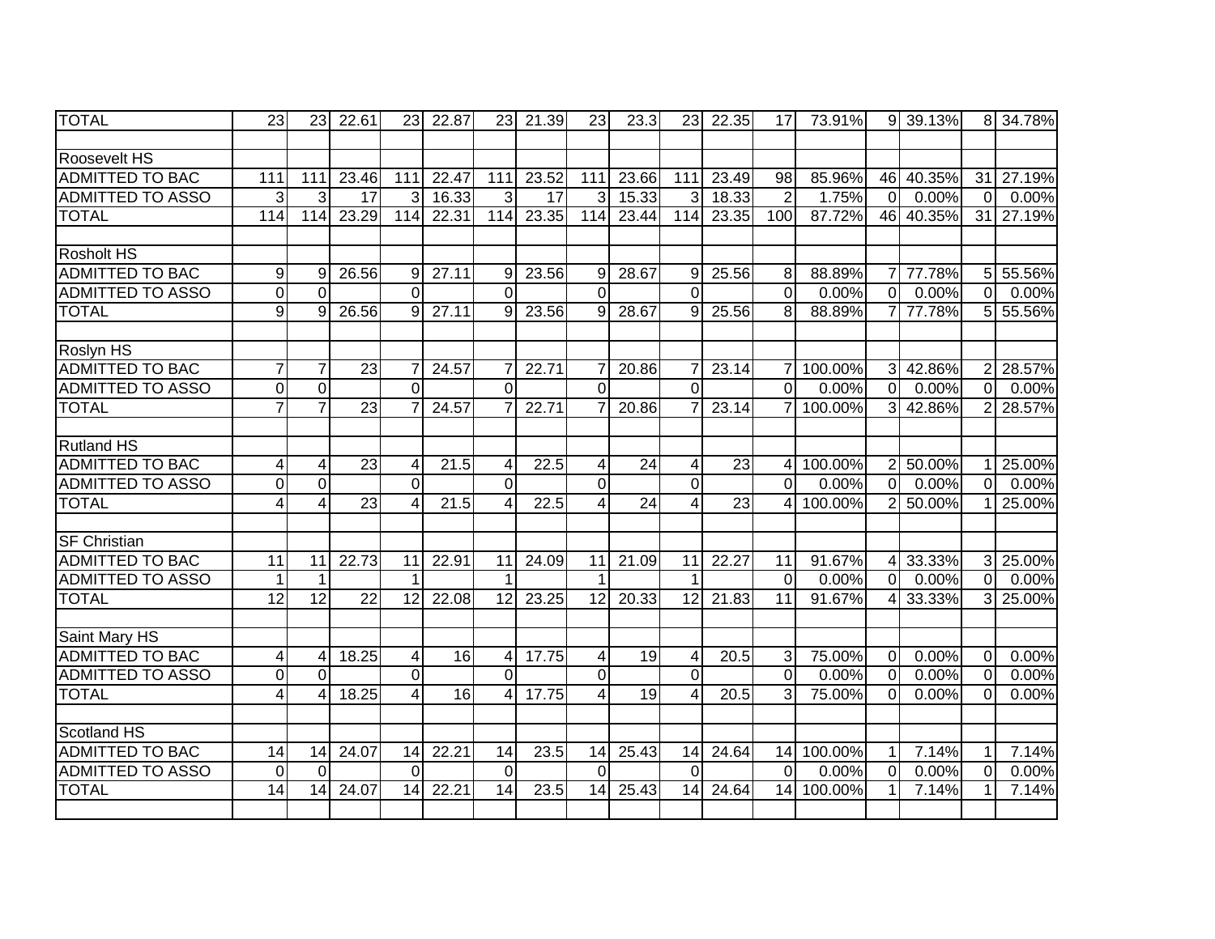| | | | | | | | | | | | | | | | | | |
|---|---|---|---|---|---|---|---|---|---|---|---|---|---|---|---|---|---|
| TOTAL | 23 | 23 | 22.61 | 23 | 22.87 | 23 | 21.39 | 23 | 23.3 | 23 | 22.35 | 17 | 73.91% | 9 | 39.13% | 8 | 34.78% |
| | | | | | | | | | | | | | | | | | |
| Roosevelt HS | | | | | | | | | | | | | | | | | |
| ADMITTED TO BAC | 111 | 111 | 23.46 | 111 | 22.47 | 111 | 23.52 | 111 | 23.66 | 111 | 23.49 | 98 | 85.96% | 46 | 40.35% | 31 | 27.19% |
| ADMITTED TO ASSO | 3 | 3 | 17 | 3 | 16.33 | 3 | 17 | 3 | 15.33 | 3 | 18.33 | 2 | 1.75% | 0 | 0.00% | 0 | 0.00% |
| TOTAL | 114 | 114 | 23.29 | 114 | 22.31 | 114 | 23.35 | 114 | 23.44 | 114 | 23.35 | 100 | 87.72% | 46 | 40.35% | 31 | 27.19% |
| | | | | | | | | | | | | | | | | | |
| Rosholt HS | | | | | | | | | | | | | | | | | |
| ADMITTED TO BAC | 9 | 9 | 26.56 | 9 | 27.11 | 9 | 23.56 | 9 | 28.67 | 9 | 25.56 | 8 | 88.89% | 7 | 77.78% | 5 | 55.56% |
| ADMITTED TO ASSO | 0 | 0 | | 0 | | 0 | | 0 | | 0 | | 0 | 0.00% | 0 | 0.00% | 0 | 0.00% |
| TOTAL | 9 | 9 | 26.56 | 9 | 27.11 | 9 | 23.56 | 9 | 28.67 | 9 | 25.56 | 8 | 88.89% | 7 | 77.78% | 5 | 55.56% |
| | | | | | | | | | | | | | | | | | |
| Roslyn HS | | | | | | | | | | | | | | | | | |
| ADMITTED TO BAC | 7 | 7 | 23 | 7 | 24.57 | 7 | 22.71 | 7 | 20.86 | 7 | 23.14 | 7 | 100.00% | 3 | 42.86% | 2 | 28.57% |
| ADMITTED TO ASSO | 0 | 0 | | 0 | | 0 | | 0 | | 0 | | 0 | 0.00% | 0 | 0.00% | 0 | 0.00% |
| TOTAL | 7 | 7 | 23 | 7 | 24.57 | 7 | 22.71 | 7 | 20.86 | 7 | 23.14 | 7 | 100.00% | 3 | 42.86% | 2 | 28.57% |
| | | | | | | | | | | | | | | | | | |
| Rutland HS | | | | | | | | | | | | | | | | | |
| ADMITTED TO BAC | 4 | 4 | 23 | 4 | 21.5 | 4 | 22.5 | 4 | 24 | 4 | 23 | 4 | 100.00% | 2 | 50.00% | 1 | 25.00% |
| ADMITTED TO ASSO | 0 | 0 | | 0 | | 0 | | 0 | | 0 | | 0 | 0.00% | 0 | 0.00% | 0 | 0.00% |
| TOTAL | 4 | 4 | 23 | 4 | 21.5 | 4 | 22.5 | 4 | 24 | 4 | 23 | 4 | 100.00% | 2 | 50.00% | 1 | 25.00% |
| | | | | | | | | | | | | | | | | | |
| SF Christian | | | | | | | | | | | | | | | | | |
| ADMITTED TO BAC | 11 | 11 | 22.73 | 11 | 22.91 | 11 | 24.09 | 11 | 21.09 | 11 | 22.27 | 11 | 91.67% | 4 | 33.33% | 3 | 25.00% |
| ADMITTED TO ASSO | 1 | 1 | | 1 | | 1 | | 1 | | 1 | | 0 | 0.00% | 0 | 0.00% | 0 | 0.00% |
| TOTAL | 12 | 12 | 22 | 12 | 22.08 | 12 | 23.25 | 12 | 20.33 | 12 | 21.83 | 11 | 91.67% | 4 | 33.33% | 3 | 25.00% |
| | | | | | | | | | | | | | | | | | |
| Saint Mary HS | | | | | | | | | | | | | | | | | |
| ADMITTED TO BAC | 4 | 4 | 18.25 | 4 | 16 | 4 | 17.75 | 4 | 19 | 4 | 20.5 | 3 | 75.00% | 0 | 0.00% | 0 | 0.00% |
| ADMITTED TO ASSO | 0 | 0 | | 0 | | 0 | | 0 | | 0 | | 0 | 0.00% | 0 | 0.00% | 0 | 0.00% |
| TOTAL | 4 | 4 | 18.25 | 4 | 16 | 4 | 17.75 | 4 | 19 | 4 | 20.5 | 3 | 75.00% | 0 | 0.00% | 0 | 0.00% |
| | | | | | | | | | | | | | | | | | |
| Scotland HS | | | | | | | | | | | | | | | | | |
| ADMITTED TO BAC | 14 | 14 | 24.07 | 14 | 22.21 | 14 | 23.5 | 14 | 25.43 | 14 | 24.64 | 14 | 100.00% | 1 | 7.14% | 1 | 7.14% |
| ADMITTED TO ASSO | 0 | 0 | | 0 | | 0 | | 0 | | 0 | | 0 | 0.00% | 0 | 0.00% | 0 | 0.00% |
| TOTAL | 14 | 14 | 24.07 | 14 | 22.21 | 14 | 23.5 | 14 | 25.43 | 14 | 24.64 | 14 | 100.00% | 1 | 7.14% | 1 | 7.14% |
| | | | | | | | | | | | | | | | | | |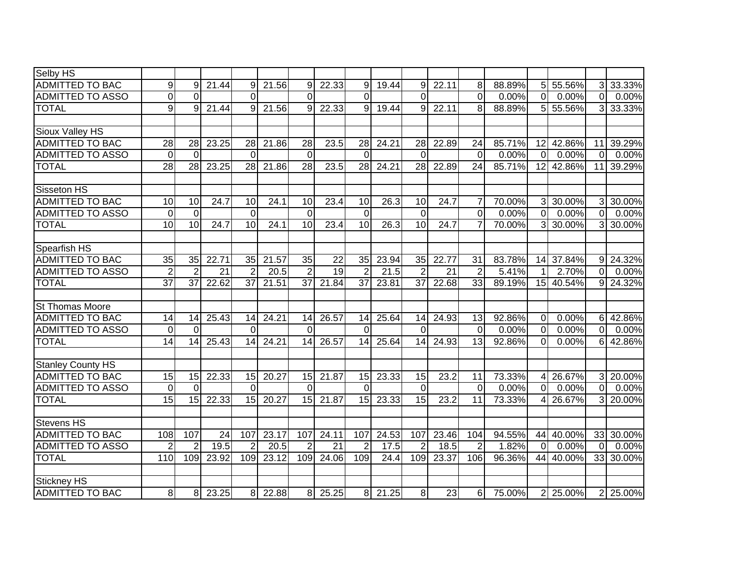| Selby HS | | | | | | | | | | | | | | | | | |
|---|---|---|---|---|---|---|---|---|---|---|---|---|---|---|---|---|---|
| ADMITTED TO BAC | 9 | 9 | 21.44 | 9 | 21.56 | 9 | 22.33 | 9 | 19.44 | 9 | 22.11 | 8 | 88.89% | 5 | 55.56% | 3 | 33.33% |
| ADMITTED TO ASSO | 0 | 0 | | 0 | | 0 | | 0 | | 0 | | 0 | 0.00% | 0 | 0.00% | 0 | 0.00% |
| TOTAL | 9 | 9 | 21.44 | 9 | 21.56 | 9 | 22.33 | 9 | 19.44 | 9 | 22.11 | 8 | 88.89% | 5 | 55.56% | 3 | 33.33% |
| | | | | | | | | | | | | | | | | | |
| Sioux Valley HS | | | | | | | | | | | | | | | | | |
| ADMITTED TO BAC | 28 | 28 | 23.25 | 28 | 21.86 | 28 | 23.5 | 28 | 24.21 | 28 | 22.89 | 24 | 85.71% | 12 | 42.86% | 11 | 39.29% |
| ADMITTED TO ASSO | 0 | 0 | | 0 | | 0 | | 0 | | 0 | | 0 | 0.00% | 0 | 0.00% | 0 | 0.00% |
| TOTAL | 28 | 28 | 23.25 | 28 | 21.86 | 28 | 23.5 | 28 | 24.21 | 28 | 22.89 | 24 | 85.71% | 12 | 42.86% | 11 | 39.29% |
| | | | | | | | | | | | | | | | | | |
| Sisseton HS | | | | | | | | | | | | | | | | | |
| ADMITTED TO BAC | 10 | 10 | 24.7 | 10 | 24.1 | 10 | 23.4 | 10 | 26.3 | 10 | 24.7 | 7 | 70.00% | 3 | 30.00% | 3 | 30.00% |
| ADMITTED TO ASSO | 0 | 0 | | 0 | | 0 | | 0 | | 0 | | 0 | 0.00% | 0 | 0.00% | 0 | 0.00% |
| TOTAL | 10 | 10 | 24.7 | 10 | 24.1 | 10 | 23.4 | 10 | 26.3 | 10 | 24.7 | 7 | 70.00% | 3 | 30.00% | 3 | 30.00% |
| | | | | | | | | | | | | | | | | | |
| Spearfish HS | | | | | | | | | | | | | | | | | |
| ADMITTED TO BAC | 35 | 35 | 22.71 | 35 | 21.57 | 35 | 22 | 35 | 23.94 | 35 | 22.77 | 31 | 83.78% | 14 | 37.84% | 9 | 24.32% |
| ADMITTED TO ASSO | 2 | 2 | 21 | 2 | 20.5 | 2 | 19 | 2 | 21.5 | 2 | 21 | 2 | 5.41% | 1 | 2.70% | 0 | 0.00% |
| TOTAL | 37 | 37 | 22.62 | 37 | 21.51 | 37 | 21.84 | 37 | 23.81 | 37 | 22.68 | 33 | 89.19% | 15 | 40.54% | 9 | 24.32% |
| | | | | | | | | | | | | | | | | | |
| St Thomas Moore | | | | | | | | | | | | | | | | | |
| ADMITTED TO BAC | 14 | 14 | 25.43 | 14 | 24.21 | 14 | 26.57 | 14 | 25.64 | 14 | 24.93 | 13 | 92.86% | 0 | 0.00% | 6 | 42.86% |
| ADMITTED TO ASSO | 0 | 0 | | 0 | | 0 | | 0 | | 0 | | 0 | 0.00% | 0 | 0.00% | 0 | 0.00% |
| TOTAL | 14 | 14 | 25.43 | 14 | 24.21 | 14 | 26.57 | 14 | 25.64 | 14 | 24.93 | 13 | 92.86% | 0 | 0.00% | 6 | 42.86% |
| | | | | | | | | | | | | | | | | | |
| Stanley County HS | | | | | | | | | | | | | | | | | |
| ADMITTED TO BAC | 15 | 15 | 22.33 | 15 | 20.27 | 15 | 21.87 | 15 | 23.33 | 15 | 23.2 | 11 | 73.33% | 4 | 26.67% | 3 | 20.00% |
| ADMITTED TO ASSO | 0 | 0 | | 0 | | 0 | | 0 | | 0 | | 0 | 0.00% | 0 | 0.00% | 0 | 0.00% |
| TOTAL | 15 | 15 | 22.33 | 15 | 20.27 | 15 | 21.87 | 15 | 23.33 | 15 | 23.2 | 11 | 73.33% | 4 | 26.67% | 3 | 20.00% |
| | | | | | | | | | | | | | | | | | |
| Stevens HS | | | | | | | | | | | | | | | | | |
| ADMITTED TO BAC | 108 | 107 | 24 | 107 | 23.17 | 107 | 24.11 | 107 | 24.53 | 107 | 23.46 | 104 | 94.55% | 44 | 40.00% | 33 | 30.00% |
| ADMITTED TO ASSO | 2 | 2 | 19.5 | 2 | 20.5 | 2 | 21 | 2 | 17.5 | 2 | 18.5 | 2 | 1.82% | 0 | 0.00% | 0 | 0.00% |
| TOTAL | 110 | 109 | 23.92 | 109 | 23.12 | 109 | 24.06 | 109 | 24.4 | 109 | 23.37 | 106 | 96.36% | 44 | 40.00% | 33 | 30.00% |
| | | | | | | | | | | | | | | | | | |
| Stickney HS | | | | | | | | | | | | | | | | | |
| ADMITTED TO BAC | 8 | 8 | 23.25 | 8 | 22.88 | 8 | 25.25 | 8 | 21.25 | 8 | 23 | 6 | 75.00% | 2 | 25.00% | 2 | 25.00% |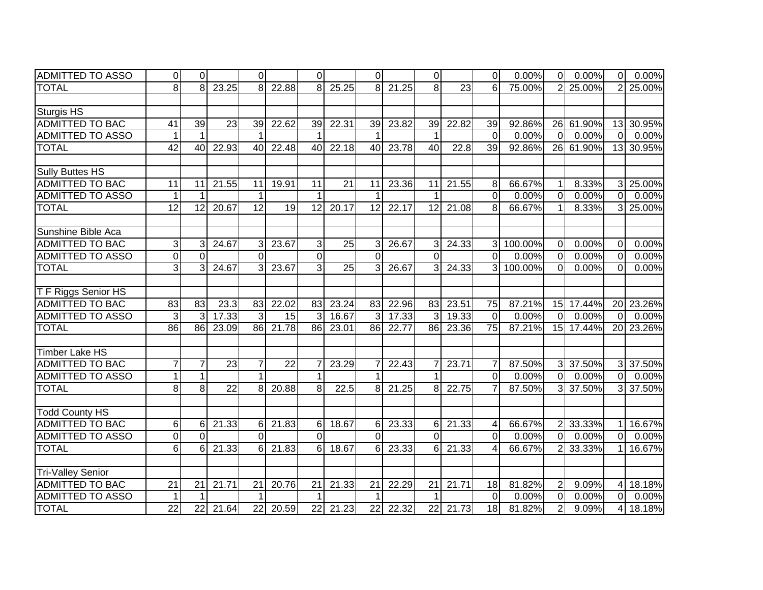| | | | | | | | | | | | | | | | | | |
|---|---|---|---|---|---|---|---|---|---|---|---|---|---|---|---|---|---|
| ADMITTED TO ASSO | 0 | 0 | | 0 | | 0 | | 0 | | 0 | | 0 | 0.00% | 0 | 0.00% | 0 | 0.00% |
| TOTAL | 8 | 8 | 23.25 | 8 | 22.88 | 8 | 25.25 | 8 | 21.25 | 8 | 23 | 6 | 75.00% | 2 | 25.00% | 2 | 25.00% |
| | | | | | | | | | | | | | | | | | |
| Sturgis HS | | | | | | | | | | | | | | | | | |
| ADMITTED TO BAC | 41 | 39 | 23 | 39 | 22.62 | 39 | 22.31 | 39 | 23.82 | 39 | 22.82 | 39 | 92.86% | 26 | 61.90% | 13 | 30.95% |
| ADMITTED TO ASSO | 1 | 1 | | 1 | | 1 | | 1 | | 1 | | 0 | 0.00% | 0 | 0.00% | 0 | 0.00% |
| TOTAL | 42 | 40 | 22.93 | 40 | 22.48 | 40 | 22.18 | 40 | 23.78 | 40 | 22.8 | 39 | 92.86% | 26 | 61.90% | 13 | 30.95% |
| | | | | | | | | | | | | | | | | | |
| Sully Buttes HS | | | | | | | | | | | | | | | | | |
| ADMITTED TO BAC | 11 | 11 | 21.55 | 11 | 19.91 | 11 | 21 | 11 | 23.36 | 11 | 21.55 | 8 | 66.67% | 1 | 8.33% | 3 | 25.00% |
| ADMITTED TO ASSO | 1 | 1 | | 1 | | 1 | | 1 | | 1 | | 0 | 0.00% | 0 | 0.00% | 0 | 0.00% |
| TOTAL | 12 | 12 | 20.67 | 12 | 19 | 12 | 20.17 | 12 | 22.17 | 12 | 21.08 | 8 | 66.67% | 1 | 8.33% | 3 | 25.00% |
| | | | | | | | | | | | | | | | | | |
| Sunshine Bible Aca | | | | | | | | | | | | | | | | | |
| ADMITTED TO BAC | 3 | 3 | 24.67 | 3 | 23.67 | 3 | 25 | 3 | 26.67 | 3 | 24.33 | 3 | 100.00% | 0 | 0.00% | 0 | 0.00% |
| ADMITTED TO ASSO | 0 | 0 | | 0 | | 0 | | 0 | | 0 | | 0 | 0.00% | 0 | 0.00% | 0 | 0.00% |
| TOTAL | 3 | 3 | 24.67 | 3 | 23.67 | 3 | 25 | 3 | 26.67 | 3 | 24.33 | 3 | 100.00% | 0 | 0.00% | 0 | 0.00% |
| | | | | | | | | | | | | | | | | | |
| T F Riggs Senior HS | | | | | | | | | | | | | | | | | |
| ADMITTED TO BAC | 83 | 83 | 23.3 | 83 | 22.02 | 83 | 23.24 | 83 | 22.96 | 83 | 23.51 | 75 | 87.21% | 15 | 17.44% | 20 | 23.26% |
| ADMITTED TO ASSO | 3 | 3 | 17.33 | 3 | 15 | 3 | 16.67 | 3 | 17.33 | 3 | 19.33 | 0 | 0.00% | 0 | 0.00% | 0 | 0.00% |
| TOTAL | 86 | 86 | 23.09 | 86 | 21.78 | 86 | 23.01 | 86 | 22.77 | 86 | 23.36 | 75 | 87.21% | 15 | 17.44% | 20 | 23.26% |
| | | | | | | | | | | | | | | | | | |
| Timber Lake HS | | | | | | | | | | | | | | | | | |
| ADMITTED TO BAC | 7 | 7 | 23 | 7 | 22 | 7 | 23.29 | 7 | 22.43 | 7 | 23.71 | 7 | 87.50% | 3 | 37.50% | 3 | 37.50% |
| ADMITTED TO ASSO | 1 | 1 | | 1 | | 1 | | 1 | | 1 | | 0 | 0.00% | 0 | 0.00% | 0 | 0.00% |
| TOTAL | 8 | 8 | 22 | 8 | 20.88 | 8 | 22.5 | 8 | 21.25 | 8 | 22.75 | 7 | 87.50% | 3 | 37.50% | 3 | 37.50% |
| | | | | | | | | | | | | | | | | | |
| Todd County HS | | | | | | | | | | | | | | | | | |
| ADMITTED TO BAC | 6 | 6 | 21.33 | 6 | 21.83 | 6 | 18.67 | 6 | 23.33 | 6 | 21.33 | 4 | 66.67% | 2 | 33.33% | 1 | 16.67% |
| ADMITTED TO ASSO | 0 | 0 | | 0 | | 0 | | 0 | | 0 | | 0 | 0.00% | 0 | 0.00% | 0 | 0.00% |
| TOTAL | 6 | 6 | 21.33 | 6 | 21.83 | 6 | 18.67 | 6 | 23.33 | 6 | 21.33 | 4 | 66.67% | 2 | 33.33% | 1 | 16.67% |
| | | | | | | | | | | | | | | | | | |
| Tri-Valley Senior | | | | | | | | | | | | | | | | | |
| ADMITTED TO BAC | 21 | 21 | 21.71 | 21 | 20.76 | 21 | 21.33 | 21 | 22.29 | 21 | 21.71 | 18 | 81.82% | 2 | 9.09% | 4 | 18.18% |
| ADMITTED TO ASSO | 1 | 1 | | 1 | | 1 | | 1 | | 1 | | 0 | 0.00% | 0 | 0.00% | 0 | 0.00% |
| TOTAL | 22 | 22 | 21.64 | 22 | 20.59 | 22 | 21.23 | 22 | 22.32 | 22 | 21.73 | 18 | 81.82% | 2 | 9.09% | 4 | 18.18% |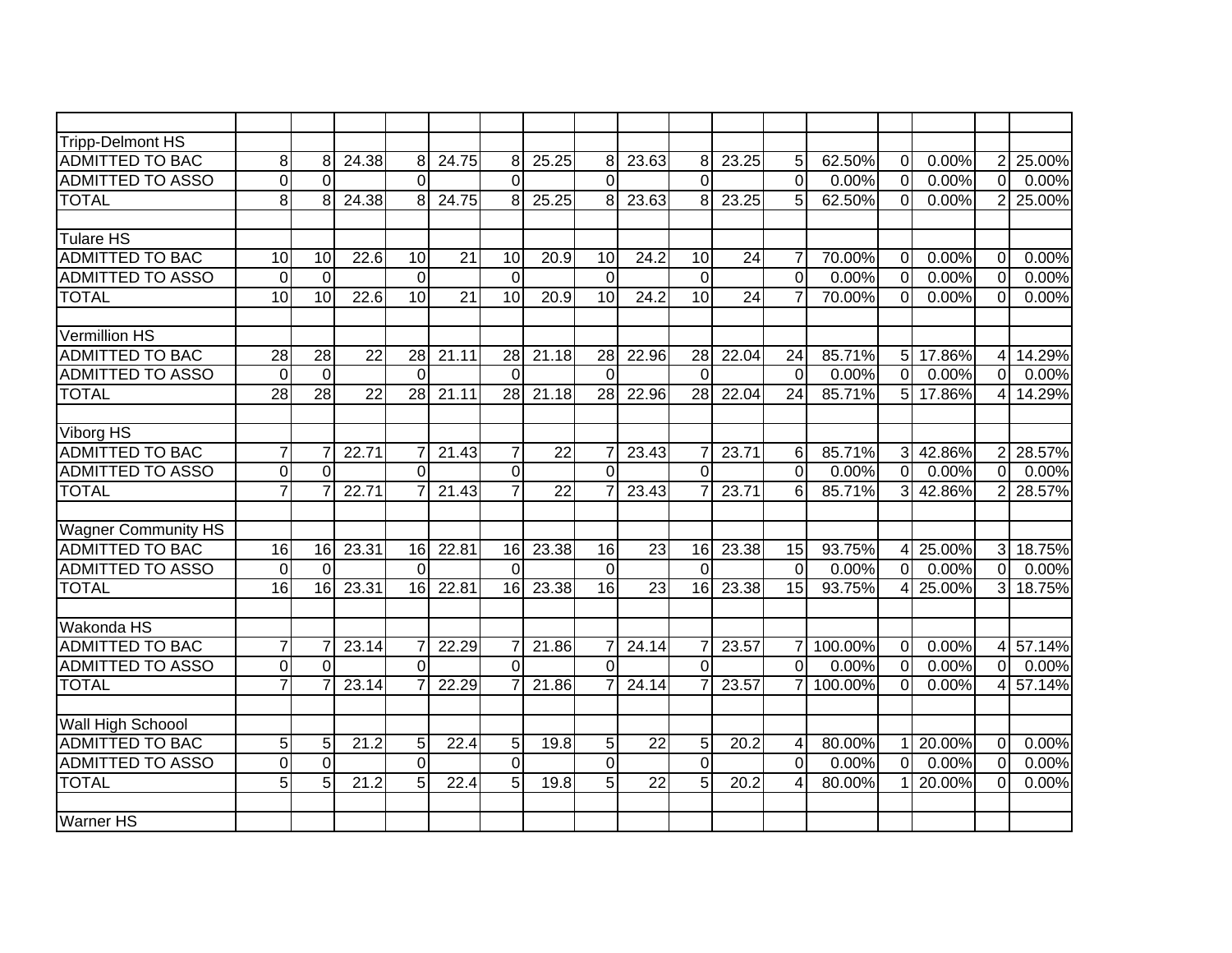| | | | | | | | | | | | | | | | | | |
|---|---|---|---|---|---|---|---|---|---|---|---|---|---|---|---|---|---|
| Tripp-Delmont HS | | | | | | | | | | | | | | | | | |
| ADMITTED TO BAC | 8 | 8 | 24.38 | 8 | 24.75 | 8 | 25.25 | 8 | 23.63 | 8 | 23.25 | 5 | 62.50% | 0 | 0.00% | 2 | 25.00% |
| ADMITTED TO ASSO | 0 | 0 | | 0 | | 0 | | 0 | | 0 | | 0 | 0.00% | 0 | 0.00% | 0 | 0.00% |
| TOTAL | 8 | 8 | 24.38 | 8 | 24.75 | 8 | 25.25 | 8 | 23.63 | 8 | 23.25 | 5 | 62.50% | 0 | 0.00% | 2 | 25.00% |
| | | | | | | | | | | | | | | | | | |
| Tulare HS | | | | | | | | | | | | | | | | | |
| ADMITTED TO BAC | 10 | 10 | 22.6 | 10 | 21 | 10 | 20.9 | 10 | 24.2 | 10 | 24 | 7 | 70.00% | 0 | 0.00% | 0 | 0.00% |
| ADMITTED TO ASSO | 0 | 0 | | 0 | | 0 | | 0 | | 0 | | 0 | 0.00% | 0 | 0.00% | 0 | 0.00% |
| TOTAL | 10 | 10 | 22.6 | 10 | 21 | 10 | 20.9 | 10 | 24.2 | 10 | 24 | 7 | 70.00% | 0 | 0.00% | 0 | 0.00% |
| | | | | | | | | | | | | | | | | | |
| Vermillion HS | | | | | | | | | | | | | | | | | |
| ADMITTED TO BAC | 28 | 28 | 22 | 28 | 21.11 | 28 | 21.18 | 28 | 22.96 | 28 | 22.04 | 24 | 85.71% | 5 | 17.86% | 4 | 14.29% |
| ADMITTED TO ASSO | 0 | 0 | | 0 | | 0 | | 0 | | 0 | | 0 | 0.00% | 0 | 0.00% | 0 | 0.00% |
| TOTAL | 28 | 28 | 22 | 28 | 21.11 | 28 | 21.18 | 28 | 22.96 | 28 | 22.04 | 24 | 85.71% | 5 | 17.86% | 4 | 14.29% |
| | | | | | | | | | | | | | | | | | |
| Viborg HS | | | | | | | | | | | | | | | | | |
| ADMITTED TO BAC | 7 | 7 | 22.71 | 7 | 21.43 | 7 | 22 | 7 | 23.43 | 7 | 23.71 | 6 | 85.71% | 3 | 42.86% | 2 | 28.57% |
| ADMITTED TO ASSO | 0 | 0 | | 0 | | 0 | | 0 | | 0 | | 0 | 0.00% | 0 | 0.00% | 0 | 0.00% |
| TOTAL | 7 | 7 | 22.71 | 7 | 21.43 | 7 | 22 | 7 | 23.43 | 7 | 23.71 | 6 | 85.71% | 3 | 42.86% | 2 | 28.57% |
| | | | | | | | | | | | | | | | | | |
| Wagner Community HS | | | | | | | | | | | | | | | | | |
| ADMITTED TO BAC | 16 | 16 | 23.31 | 16 | 22.81 | 16 | 23.38 | 16 | 23 | 16 | 23.38 | 15 | 93.75% | 4 | 25.00% | 3 | 18.75% |
| ADMITTED TO ASSO | 0 | 0 | | 0 | | 0 | | 0 | | 0 | | 0 | 0.00% | 0 | 0.00% | 0 | 0.00% |
| TOTAL | 16 | 16 | 23.31 | 16 | 22.81 | 16 | 23.38 | 16 | 23 | 16 | 23.38 | 15 | 93.75% | 4 | 25.00% | 3 | 18.75% |
| | | | | | | | | | | | | | | | | | |
| Wakonda HS | | | | | | | | | | | | | | | | | |
| ADMITTED TO BAC | 7 | 7 | 23.14 | 7 | 22.29 | 7 | 21.86 | 7 | 24.14 | 7 | 23.57 | 7 | 100.00% | 0 | 0.00% | 4 | 57.14% |
| ADMITTED TO ASSO | 0 | 0 | | 0 | | 0 | | 0 | | 0 | | 0 | 0.00% | 0 | 0.00% | 0 | 0.00% |
| TOTAL | 7 | 7 | 23.14 | 7 | 22.29 | 7 | 21.86 | 7 | 24.14 | 7 | 23.57 | 7 | 100.00% | 0 | 0.00% | 4 | 57.14% |
| | | | | | | | | | | | | | | | | | |
| Wall High Schoool | | | | | | | | | | | | | | | | | |
| ADMITTED TO BAC | 5 | 5 | 21.2 | 5 | 22.4 | 5 | 19.8 | 5 | 22 | 5 | 20.2 | 4 | 80.00% | 1 | 20.00% | 0 | 0.00% |
| ADMITTED TO ASSO | 0 | 0 | | 0 | | 0 | | 0 | | 0 | | 0 | 0.00% | 0 | 0.00% | 0 | 0.00% |
| TOTAL | 5 | 5 | 21.2 | 5 | 22.4 | 5 | 19.8 | 5 | 22 | 5 | 20.2 | 4 | 80.00% | 1 | 20.00% | 0 | 0.00% |
| | | | | | | | | | | | | | | | | | |
| Warner HS | | | | | | | | | | | | | | | | | |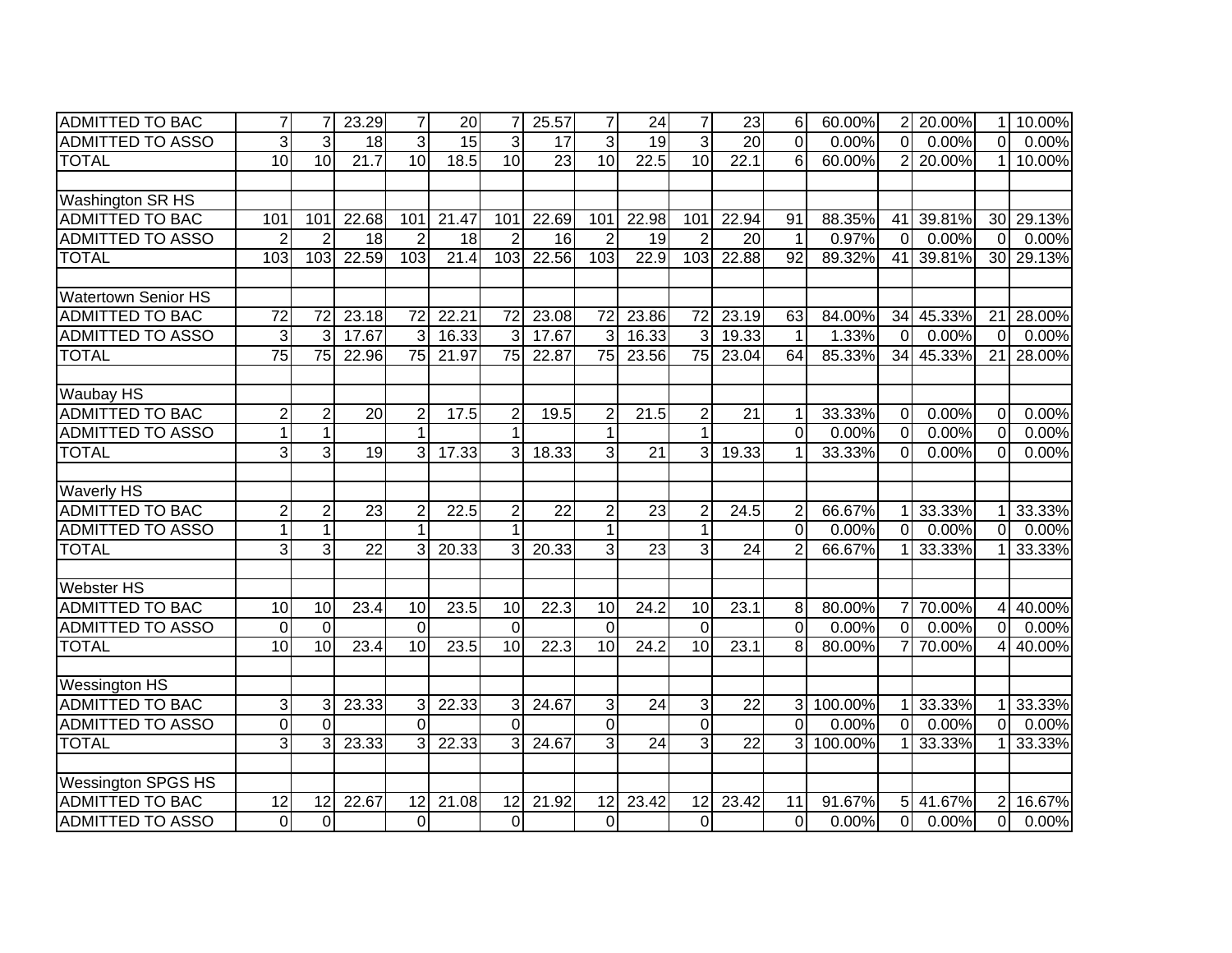| | | | | | | | | | | | | | | | | | |
|---|---|---|---|---|---|---|---|---|---|---|---|---|---|---|---|---|---|
| ADMITTED TO BAC | 7 | 7 | 23.29 | 7 | 20 | 7 | 25.57 | 7 | 24 | 7 | 23 | 6 | 60.00% | 2 | 20.00% | 1 | 10.00% |
| ADMITTED TO ASSO | 3 | 3 | 18 | 3 | 15 | 3 | 17 | 3 | 19 | 3 | 20 | 0 | 0.00% | 0 | 0.00% | 0 | 0.00% |
| TOTAL | 10 | 10 | 21.7 | 10 | 18.5 | 10 | 23 | 10 | 22.5 | 10 | 22.1 | 6 | 60.00% | 2 | 20.00% | 1 | 10.00% |
| | | | | | | | | | | | | | | | | | |
| Washington SR HS | | | | | | | | | | | | | | | | | |
| ADMITTED TO BAC | 101 | 101 | 22.68 | 101 | 21.47 | 101 | 22.69 | 101 | 22.98 | 101 | 22.94 | 91 | 88.35% | 41 | 39.81% | 30 | 29.13% |
| ADMITTED TO ASSO | 2 | 2 | 18 | 2 | 18 | 2 | 16 | 2 | 19 | 2 | 20 | 1 | 0.97% | 0 | 0.00% | 0 | 0.00% |
| TOTAL | 103 | 103 | 22.59 | 103 | 21.4 | 103 | 22.56 | 103 | 22.9 | 103 | 22.88 | 92 | 89.32% | 41 | 39.81% | 30 | 29.13% |
| | | | | | | | | | | | | | | | | | |
| Watertown Senior HS | | | | | | | | | | | | | | | | | |
| ADMITTED TO BAC | 72 | 72 | 23.18 | 72 | 22.21 | 72 | 23.08 | 72 | 23.86 | 72 | 23.19 | 63 | 84.00% | 34 | 45.33% | 21 | 28.00% |
| ADMITTED TO ASSO | 3 | 3 | 17.67 | 3 | 16.33 | 3 | 17.67 | 3 | 16.33 | 3 | 19.33 | 1 | 1.33% | 0 | 0.00% | 0 | 0.00% |
| TOTAL | 75 | 75 | 22.96 | 75 | 21.97 | 75 | 22.87 | 75 | 23.56 | 75 | 23.04 | 64 | 85.33% | 34 | 45.33% | 21 | 28.00% |
| | | | | | | | | | | | | | | | | | |
| Waubay HS | | | | | | | | | | | | | | | | | |
| ADMITTED TO BAC | 2 | 2 | 20 | 2 | 17.5 | 2 | 19.5 | 2 | 21.5 | 2 | 21 | 1 | 33.33% | 0 | 0.00% | 0 | 0.00% |
| ADMITTED TO ASSO | 1 | 1 | | 1 | | 1 | | 1 | | 1 | | 0 | 0.00% | 0 | 0.00% | 0 | 0.00% |
| TOTAL | 3 | 3 | 19 | 3 | 17.33 | 3 | 18.33 | 3 | 21 | 3 | 19.33 | 1 | 33.33% | 0 | 0.00% | 0 | 0.00% |
| | | | | | | | | | | | | | | | | | |
| Waverly HS | | | | | | | | | | | | | | | | | |
| ADMITTED TO BAC | 2 | 2 | 23 | 2 | 22.5 | 2 | 22 | 2 | 23 | 2 | 24.5 | 2 | 66.67% | 1 | 33.33% | 1 | 33.33% |
| ADMITTED TO ASSO | 1 | 1 | | 1 | | 1 | | 1 | | 1 | | 0 | 0.00% | 0 | 0.00% | 0 | 0.00% |
| TOTAL | 3 | 3 | 22 | 3 | 20.33 | 3 | 20.33 | 3 | 23 | 3 | 24 | 2 | 66.67% | 1 | 33.33% | 1 | 33.33% |
| | | | | | | | | | | | | | | | | | |
| Webster HS | | | | | | | | | | | | | | | | | |
| ADMITTED TO BAC | 10 | 10 | 23.4 | 10 | 23.5 | 10 | 22.3 | 10 | 24.2 | 10 | 23.1 | 8 | 80.00% | 7 | 70.00% | 4 | 40.00% |
| ADMITTED TO ASSO | 0 | 0 | | 0 | | 0 | | 0 | | 0 | | 0 | 0.00% | 0 | 0.00% | 0 | 0.00% |
| TOTAL | 10 | 10 | 23.4 | 10 | 23.5 | 10 | 22.3 | 10 | 24.2 | 10 | 23.1 | 8 | 80.00% | 7 | 70.00% | 4 | 40.00% |
| | | | | | | | | | | | | | | | | | |
| Wessington HS | | | | | | | | | | | | | | | | | |
| ADMITTED TO BAC | 3 | 3 | 23.33 | 3 | 22.33 | 3 | 24.67 | 3 | 24 | 3 | 22 | 3 | 100.00% | 1 | 33.33% | 1 | 33.33% |
| ADMITTED TO ASSO | 0 | 0 | | 0 | | 0 | | 0 | | 0 | | 0 | 0.00% | 0 | 0.00% | 0 | 0.00% |
| TOTAL | 3 | 3 | 23.33 | 3 | 22.33 | 3 | 24.67 | 3 | 24 | 3 | 22 | 3 | 100.00% | 1 | 33.33% | 1 | 33.33% |
| | | | | | | | | | | | | | | | | | |
| Wessington SPGS HS | | | | | | | | | | | | | | | | | |
| ADMITTED TO BAC | 12 | 12 | 22.67 | 12 | 21.08 | 12 | 21.92 | 12 | 23.42 | 12 | 23.42 | 11 | 91.67% | 5 | 41.67% | 2 | 16.67% |
| ADMITTED TO ASSO | 0 | 0 | | 0 | | 0 | | 0 | | 0 | | 0 | 0.00% | 0 | 0.00% | 0 | 0.00% |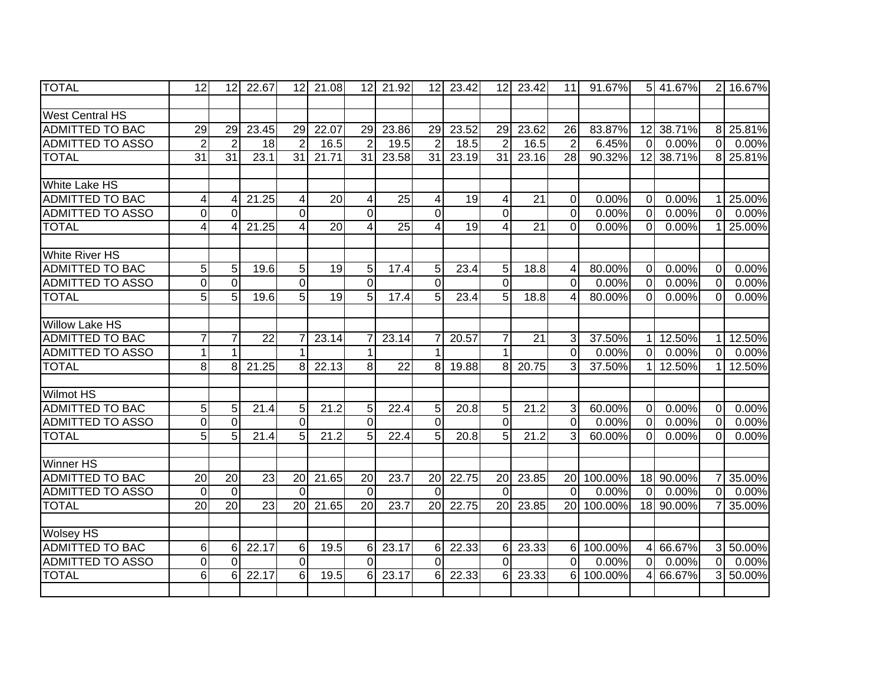| TOTAL | 12 | 12 | 22.67 | 12 | 21.08 | 12 | 21.92 | 12 | 23.42 | 12 | 23.42 | 11 | 91.67% | 5 | 41.67% | 2 | 16.67% |
|---|---|---|---|---|---|---|---|---|---|---|---|---|---|---|---|---|---|
| | | | | | | | | | | | | | | | | | |
| West Central HS | | | | | | | | | | | | | | | | | |
| ADMITTED TO BAC | 29 | 29 | 23.45 | 29 | 22.07 | 29 | 23.86 | 29 | 23.52 | 29 | 23.62 | 26 | 83.87% | 12 | 38.71% | 8 | 25.81% |
| ADMITTED TO ASSO | 2 | 2 | 18 | 2 | 16.5 | 2 | 19.5 | 2 | 18.5 | 2 | 16.5 | 2 | 6.45% | 0 | 0.00% | 0 | 0.00% |
| TOTAL | 31 | 31 | 23.1 | 31 | 21.71 | 31 | 23.58 | 31 | 23.19 | 31 | 23.16 | 28 | 90.32% | 12 | 38.71% | 8 | 25.81% |
| | | | | | | | | | | | | | | | | | |
| White Lake HS | | | | | | | | | | | | | | | | | |
| ADMITTED TO BAC | 4 | 4 | 21.25 | 4 | 20 | 4 | 25 | 4 | 19 | 4 | 21 | 0 | 0.00% | 0 | 0.00% | 1 | 25.00% |
| ADMITTED TO ASSO | 0 | 0 | | 0 | | 0 | | 0 | | 0 | | 0 | 0.00% | 0 | 0.00% | 0 | 0.00% |
| TOTAL | 4 | 4 | 21.25 | 4 | 20 | 4 | 25 | 4 | 19 | 4 | 21 | 0 | 0.00% | 0 | 0.00% | 1 | 25.00% |
| | | | | | | | | | | | | | | | | | |
| White River HS | | | | | | | | | | | | | | | | | |
| ADMITTED TO BAC | 5 | 5 | 19.6 | 5 | 19 | 5 | 17.4 | 5 | 23.4 | 5 | 18.8 | 4 | 80.00% | 0 | 0.00% | 0 | 0.00% |
| ADMITTED TO ASSO | 0 | 0 | | 0 | | 0 | | 0 | | 0 | | 0 | 0.00% | 0 | 0.00% | 0 | 0.00% |
| TOTAL | 5 | 5 | 19.6 | 5 | 19 | 5 | 17.4 | 5 | 23.4 | 5 | 18.8 | 4 | 80.00% | 0 | 0.00% | 0 | 0.00% |
| | | | | | | | | | | | | | | | | | |
| Willow Lake HS | | | | | | | | | | | | | | | | | |
| ADMITTED TO BAC | 7 | 7 | 22 | 7 | 23.14 | 7 | 23.14 | 7 | 20.57 | 7 | 21 | 3 | 37.50% | 1 | 12.50% | 1 | 12.50% |
| ADMITTED TO ASSO | 1 | 1 | | 1 | | 1 | | 1 | | 1 | | 0 | 0.00% | 0 | 0.00% | 0 | 0.00% |
| TOTAL | 8 | 8 | 21.25 | 8 | 22.13 | 8 | 22 | 8 | 19.88 | 8 | 20.75 | 3 | 37.50% | 1 | 12.50% | 1 | 12.50% |
| | | | | | | | | | | | | | | | | | |
| Wilmot HS | | | | | | | | | | | | | | | | | |
| ADMITTED TO BAC | 5 | 5 | 21.4 | 5 | 21.2 | 5 | 22.4 | 5 | 20.8 | 5 | 21.2 | 3 | 60.00% | 0 | 0.00% | 0 | 0.00% |
| ADMITTED TO ASSO | 0 | 0 | | 0 | | 0 | | 0 | | 0 | | 0 | 0.00% | 0 | 0.00% | 0 | 0.00% |
| TOTAL | 5 | 5 | 21.4 | 5 | 21.2 | 5 | 22.4 | 5 | 20.8 | 5 | 21.2 | 3 | 60.00% | 0 | 0.00% | 0 | 0.00% |
| | | | | | | | | | | | | | | | | | |
| Winner HS | | | | | | | | | | | | | | | | | |
| ADMITTED TO BAC | 20 | 20 | 23 | 20 | 21.65 | 20 | 23.7 | 20 | 22.75 | 20 | 23.85 | 20 | 100.00% | 18 | 90.00% | 7 | 35.00% |
| ADMITTED TO ASSO | 0 | 0 | | 0 | | 0 | | 0 | | 0 | | 0 | 0.00% | 0 | 0.00% | 0 | 0.00% |
| TOTAL | 20 | 20 | 23 | 20 | 21.65 | 20 | 23.7 | 20 | 22.75 | 20 | 23.85 | 20 | 100.00% | 18 | 90.00% | 7 | 35.00% |
| | | | | | | | | | | | | | | | | | |
| Wolsey HS | | | | | | | | | | | | | | | | | |
| ADMITTED TO BAC | 6 | 6 | 22.17 | 6 | 19.5 | 6 | 23.17 | 6 | 22.33 | 6 | 23.33 | 6 | 100.00% | 4 | 66.67% | 3 | 50.00% |
| ADMITTED TO ASSO | 0 | 0 | | 0 | | 0 | | 0 | | 0 | | 0 | 0.00% | 0 | 0.00% | 0 | 0.00% |
| TOTAL | 6 | 6 | 22.17 | 6 | 19.5 | 6 | 23.17 | 6 | 22.33 | 6 | 23.33 | 6 | 100.00% | 4 | 66.67% | 3 | 50.00% |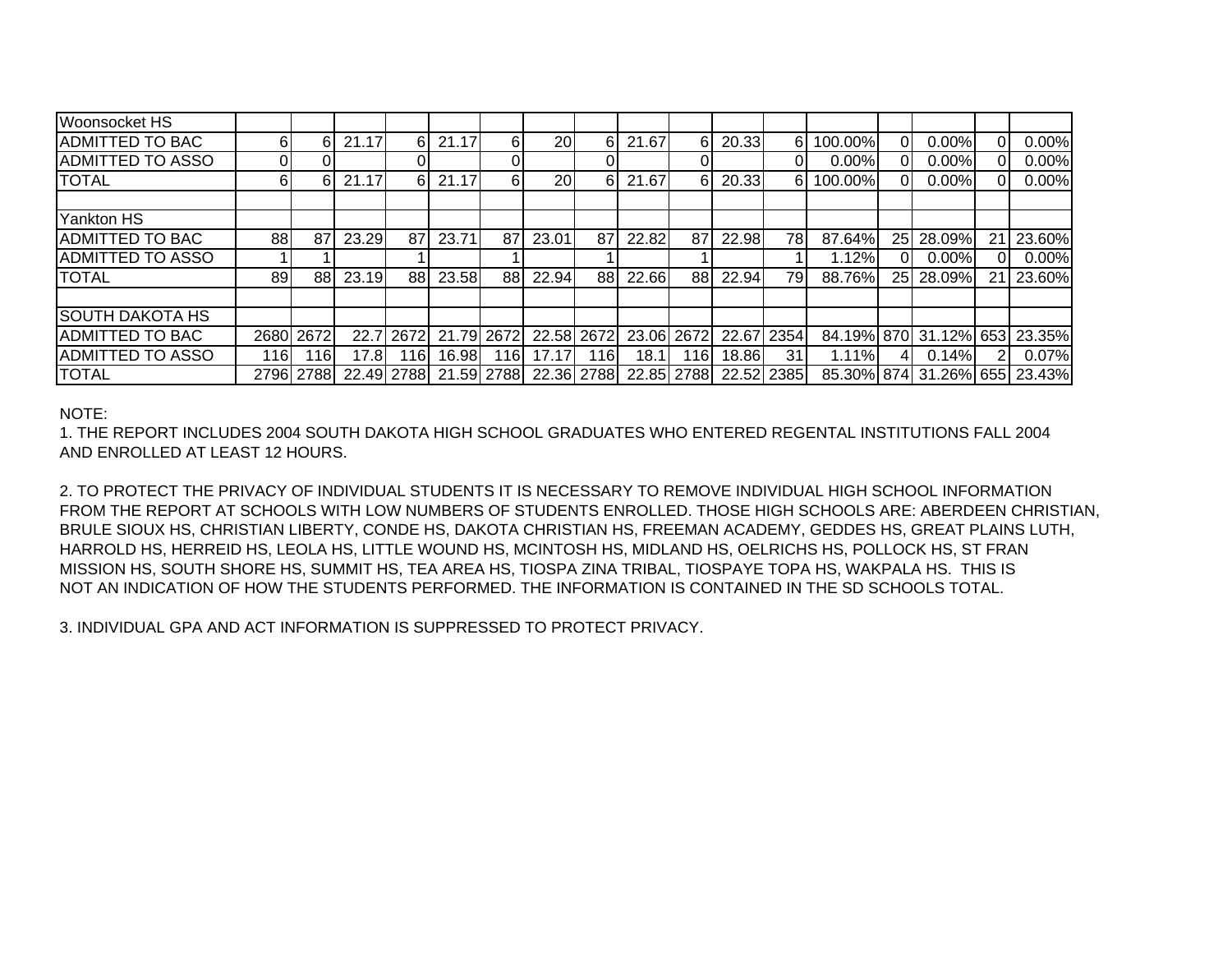| | | | | | | | | | | | | | | | | | | |
|---|---|---|---|---|---|---|---|---|---|---|---|---|---|---|---|---|---|---|
| Woonsocket HS | | | | | | | | | | | | | | | | | | |
| ADMITTED TO BAC | 6 | 6 | 21.17 | 6 | 21.17 | 6 | 20 | 6 | 21.67 | 6 | 20.33 | 6 | 100.00% | 0 | 0.00% | 0 | 0.00% |
| ADMITTED TO ASSO | 0 | 0 | | 0 | | 0 | | 0 | | 0 | | 0 | 0.00% | 0 | 0.00% | 0 | 0.00% |
| TOTAL | 6 | 6 | 21.17 | 6 | 21.17 | 6 | 20 | 6 | 21.67 | 6 | 20.33 | 6 | 100.00% | 0 | 0.00% | 0 | 0.00% |
| | | | | | | | | | | | | | | | | | |
| Yankton HS | | | | | | | | | | | | | | | | | |
| ADMITTED TO BAC | 88 | 87 | 23.29 | 87 | 23.71 | 87 | 23.01 | 87 | 22.82 | 87 | 22.98 | 78 | 87.64% | 25 | 28.09% | 21 | 23.60% |
| ADMITTED TO ASSO | 1 | 1 | | 1 | | 1 | | 1 | | 1 | | 1 | 1.12% | 0 | 0.00% | 0 | 0.00% |
| TOTAL | 89 | 88 | 23.19 | 88 | 23.58 | 88 | 22.94 | 88 | 22.66 | 88 | 22.94 | 79 | 88.76% | 25 | 28.09% | 21 | 23.60% |
| | | | | | | | | | | | | | | | | | |
| SOUTH DAKOTA HS | | | | | | | | | | | | | | | | | |
| ADMITTED TO BAC | 2680 | 2672 | 22.7 | 2672 | 21.79 | 2672 | 22.58 | 2672 | 23.06 | 2672 | 22.67 | 2354 | 84.19% | 870 | 31.12% | 653 | 23.35% |
| ADMITTED TO ASSO | 116 | 116 | 17.8 | 116 | 16.98 | 116 | 17.17 | 116 | 18.1 | 116 | 18.86 | 31 | 1.11% | 4 | 0.14% | 2 | 0.07% |
| TOTAL | 2796 | 2788 | 22.49 | 2788 | 21.59 | 2788 | 22.36 | 2788 | 22.85 | 2788 | 22.52 | 2385 | 85.30% | 874 | 31.26% | 655 | 23.43% |

NOTE:

1. THE REPORT INCLUDES 2004 SOUTH DAKOTA HIGH SCHOOL GRADUATES WHO ENTERED REGENTAL INSTITUTIONS FALL 2004 AND ENROLLED AT LEAST 12 HOURS.

2. TO PROTECT THE PRIVACY OF INDIVIDUAL STUDENTS IT IS NECESSARY TO REMOVE INDIVIDUAL HIGH SCHOOL INFORMATION FROM THE REPORT AT SCHOOLS WITH LOW NUMBERS OF STUDENTS ENROLLED. THOSE HIGH SCHOOLS ARE: ABERDEEN CHRISTIAN, BRULE SIOUX HS, CHRISTIAN LIBERTY, CONDE HS, DAKOTA CHRISTIAN HS, FREEMAN ACADEMY, GEDDES HS, GREAT PLAINS LUTH, HARROLD HS, HERREID HS, LEOLA HS, LITTLE WOUND HS, MCINTOSH HS, MIDLAND HS, OELRICHS HS, POLLOCK HS, ST FRAN MISSION HS, SOUTH SHORE HS, SUMMIT HS, TEA AREA HS, TIOSPA ZINA TRIBAL, TIOSPAYE TOPA HS, WAKPALA HS. THIS IS NOT AN INDICATION OF HOW THE STUDENTS PERFORMED. THE INFORMATION IS CONTAINED IN THE SD SCHOOLS TOTAL.

3. INDIVIDUAL GPA AND ACT INFORMATION IS SUPPRESSED TO PROTECT PRIVACY.